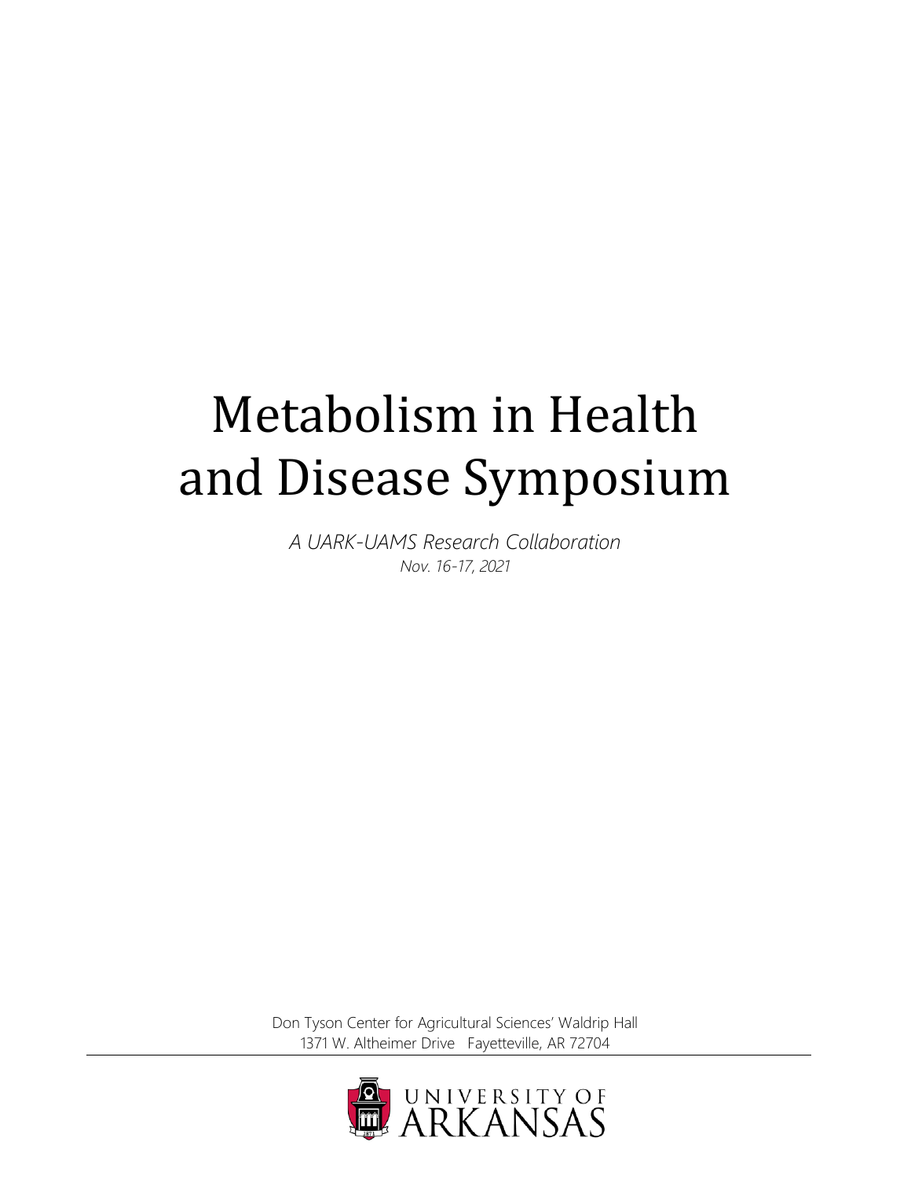# Metabolism in Health and Disease Symposium

*A UARK-UAMS Research Collaboration*
*Nov. 16-17, 2021*

Don Tyson Center for Agricultural Sciences' Waldrip Hall
1371 W. Altheimer Drive Fayetteville, AR 72704

UNIVERSITY OF ARKANSAS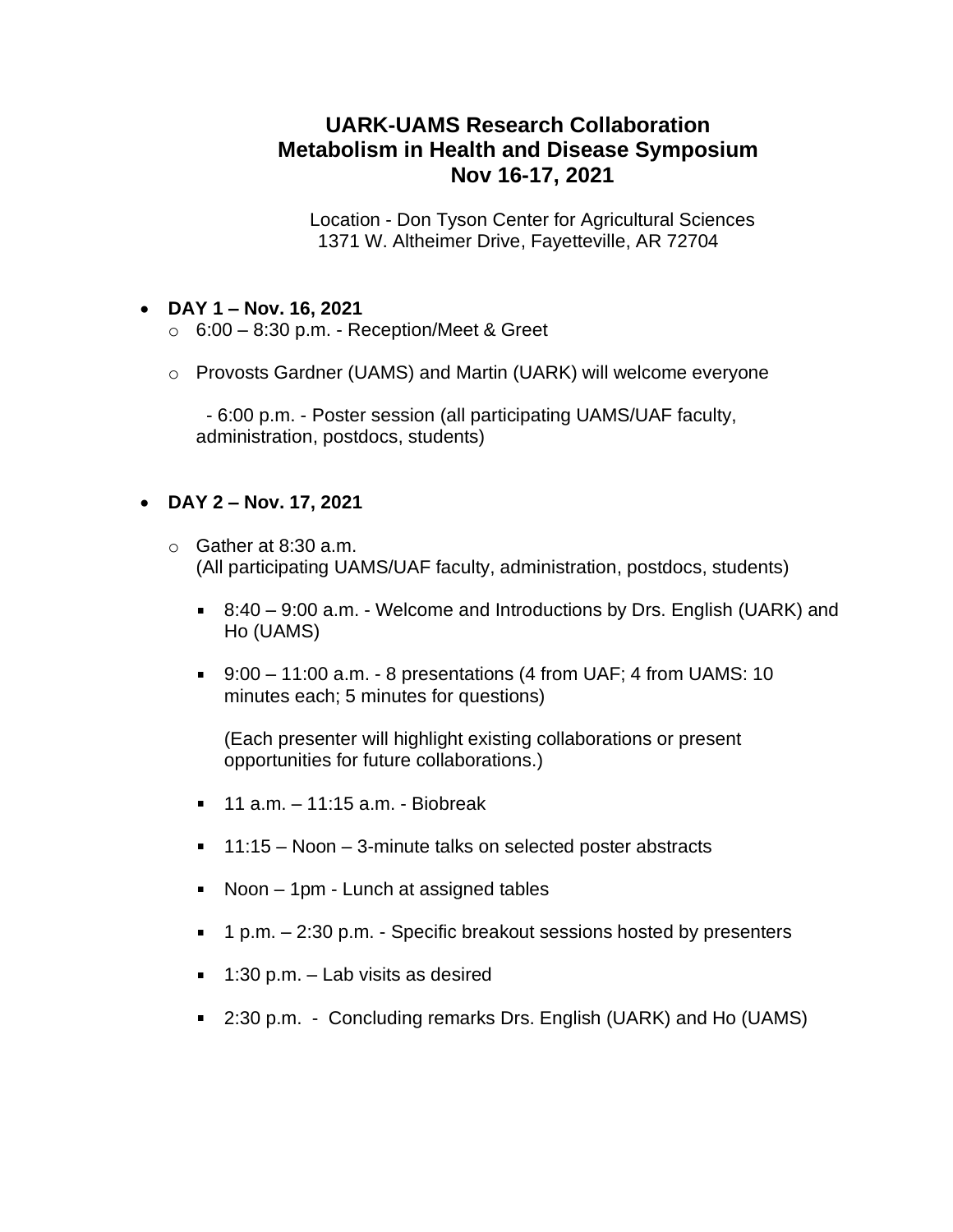# UARK-UAMS Research Collaboration
# Metabolism in Health and Disease Symposium
# Nov 16-17, 2021

Location - Don Tyson Center for Agricultural Sciences
1371 W. Altheimer Drive, Fayetteville, AR 72704

- **DAY 1 – Nov. 16, 2021**
  - 6:00 – 8:30 p.m. - Reception/Meet & Greet
  - Provosts Gardner (UAMS) and Martin (UARK) will welcome everyone

    - 6:00 p.m. - Poster session (all participating UAMS/UAF faculty, administration, postdocs, students)

- **DAY 2 – Nov. 17, 2021**
  - Gather at 8:30 a.m.
    (All participating UAMS/UAF faculty, administration, postdocs, students)
    - 8:40 – 9:00 a.m. - Welcome and Introductions by Drs. English (UARK) and Ho (UAMS)
    - 9:00 – 11:00 a.m. - 8 presentations (4 from UAF; 4 from UAMS: 10 minutes each; 5 minutes for questions)

      (Each presenter will highlight existing collaborations or present opportunities for future collaborations.)
    - 11 a.m. – 11:15 a.m. - Biobreak
    - 11:15 – Noon – 3-minute talks on selected poster abstracts
    - Noon – 1pm - Lunch at assigned tables
    - 1 p.m. – 2:30 p.m. - Specific breakout sessions hosted by presenters
    - 1:30 p.m. – Lab visits as desired
    - 2:30 p.m. - Concluding remarks Drs. English (UARK) and Ho (UAMS)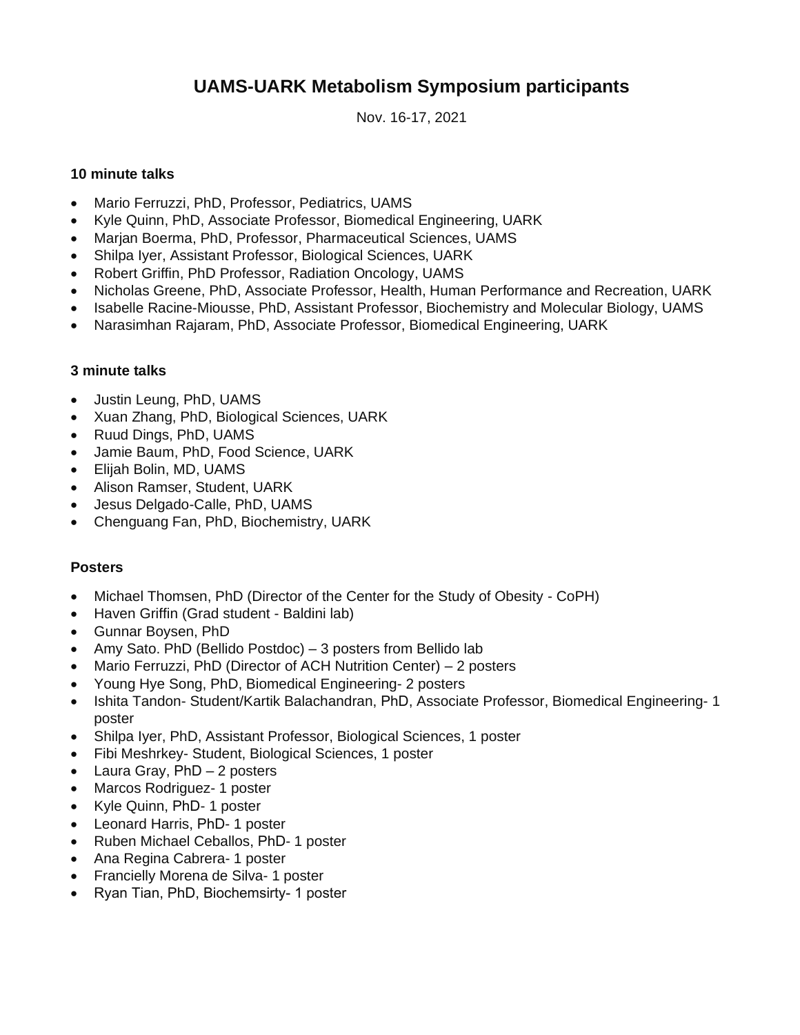# UAMS-UARK Metabolism Symposium participants

Nov. 16-17, 2021

**10 minute talks**

- Mario Ferruzzi, PhD, Professor, Pediatrics, UAMS
- Kyle Quinn, PhD, Associate Professor, Biomedical Engineering, UARK
- Marjan Boerma, PhD, Professor, Pharmaceutical Sciences, UAMS
- Shilpa Iyer, Assistant Professor, Biological Sciences, UARK
- Robert Griffin, PhD Professor, Radiation Oncology, UAMS
- Nicholas Greene, PhD, Associate Professor, Health, Human Performance and Recreation, UARK
- Isabelle Racine-Miousse, PhD, Assistant Professor, Biochemistry and Molecular Biology, UAMS
- Narasimhan Rajaram, PhD, Associate Professor, Biomedical Engineering, UARK

**3 minute talks**

- Justin Leung, PhD, UAMS
- Xuan Zhang, PhD, Biological Sciences, UARK
- Ruud Dings, PhD, UAMS
- Jamie Baum, PhD, Food Science, UARK
- Elijah Bolin, MD, UAMS
- Alison Ramser, Student, UARK
- Jesus Delgado-Calle, PhD, UAMS
- Chenguang Fan, PhD, Biochemistry, UARK

**Posters**

- Michael Thomsen, PhD (Director of the Center for the Study of Obesity - CoPH)
- Haven Griffin (Grad student - Baldini lab)
- Gunnar Boysen, PhD
- Amy Sato. PhD (Bellido Postdoc) – 3 posters from Bellido lab
- Mario Ferruzzi, PhD (Director of ACH Nutrition Center) – 2 posters
- Young Hye Song, PhD, Biomedical Engineering- 2 posters
- Ishita Tandon- Student/Kartik Balachandran, PhD, Associate Professor, Biomedical Engineering- 1 poster
- Shilpa Iyer, PhD, Assistant Professor, Biological Sciences, 1 poster
- Fibi Meshrkey- Student, Biological Sciences, 1 poster
- Laura Gray, PhD – 2 posters
- Marcos Rodriguez- 1 poster
- Kyle Quinn, PhD- 1 poster
- Leonard Harris, PhD- 1 poster
- Ruben Michael Ceballos, PhD- 1 poster
- Ana Regina Cabrera- 1 poster
- Francielly Morena de Silva- 1 poster
- Ryan Tian, PhD, Biochemsirty- 1 poster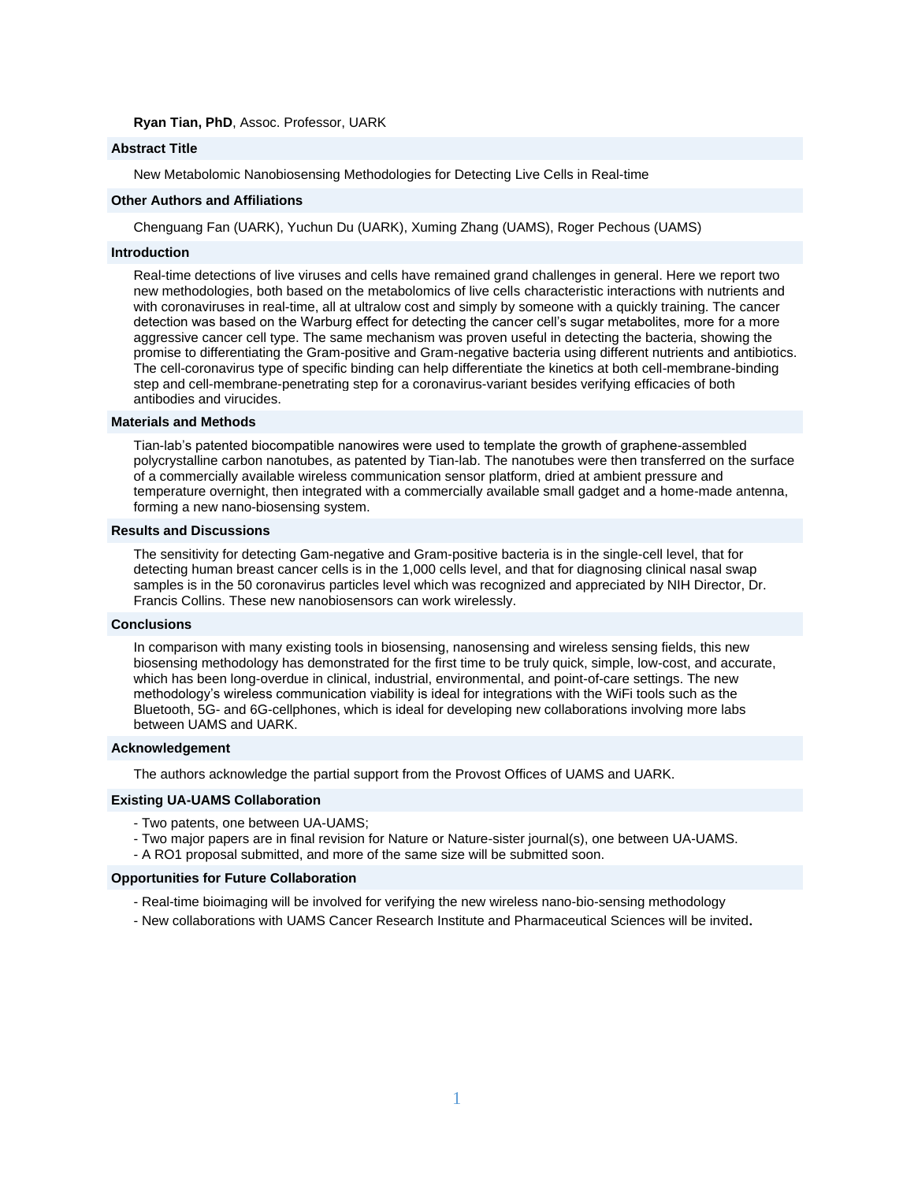**Ryan Tian, PhD**, Assoc. Professor, UARK

## Abstract Title

New Metabolomic Nanobiosensing Methodologies for Detecting Live Cells in Real-time

## Other Authors and Affiliations

Chenguang Fan (UARK), Yuchun Du (UARK), Xuming Zhang (UAMS), Roger Pechous (UAMS)

## Introduction

Real-time detections of live viruses and cells have remained grand challenges in general. Here we report two new methodologies, both based on the metabolomics of live cells characteristic interactions with nutrients and with coronaviruses in real-time, all at ultralow cost and simply by someone with a quickly training. The cancer detection was based on the Warburg effect for detecting the cancer cell's sugar metabolites, more for a more aggressive cancer cell type. The same mechanism was proven useful in detecting the bacteria, showing the promise to differentiating the Gram-positive and Gram-negative bacteria using different nutrients and antibiotics. The cell-coronavirus type of specific binding can help differentiate the kinetics at both cell-membrane-binding step and cell-membrane-penetrating step for a coronavirus-variant besides verifying efficacies of both antibodies and virucides.

## Materials and Methods

Tian-lab's patented biocompatible nanowires were used to template the growth of graphene-assembled polycrystalline carbon nanotubes, as patented by Tian-lab. The nanotubes were then transferred on the surface of a commercially available wireless communication sensor platform, dried at ambient pressure and temperature overnight, then integrated with a commercially available small gadget and a home-made antenna, forming a new nano-biosensing system.

## Results and Discussions

The sensitivity for detecting Gam-negative and Gram-positive bacteria is in the single-cell level, that for detecting human breast cancer cells is in the 1,000 cells level, and that for diagnosing clinical nasal swap samples is in the 50 coronavirus particles level which was recognized and appreciated by NIH Director, Dr. Francis Collins. These new nanobiosensors can work wirelessly.

## Conclusions

In comparison with many existing tools in biosensing, nanosensing and wireless sensing fields, this new biosensing methodology has demonstrated for the first time to be truly quick, simple, low-cost, and accurate, which has been long-overdue in clinical, industrial, environmental, and point-of-care settings. The new methodology's wireless communication viability is ideal for integrations with the WiFi tools such as the Bluetooth, 5G- and 6G-cellphones, which is ideal for developing new collaborations involving more labs between UAMS and UARK.

## Acknowledgement

The authors acknowledge the partial support from the Provost Offices of UAMS and UARK.

## Existing UA-UAMS Collaboration

- Two patents, one between UA-UAMS;
- Two major papers are in final revision for Nature or Nature-sister journal(s), one between UA-UAMS.
- A RO1 proposal submitted, and more of the same size will be submitted soon.

## Opportunities for Future Collaboration

- Real-time bioimaging will be involved for verifying the new wireless nano-bio-sensing methodology
- New collaborations with UAMS Cancer Research Institute and Pharmaceutical Sciences will be invited.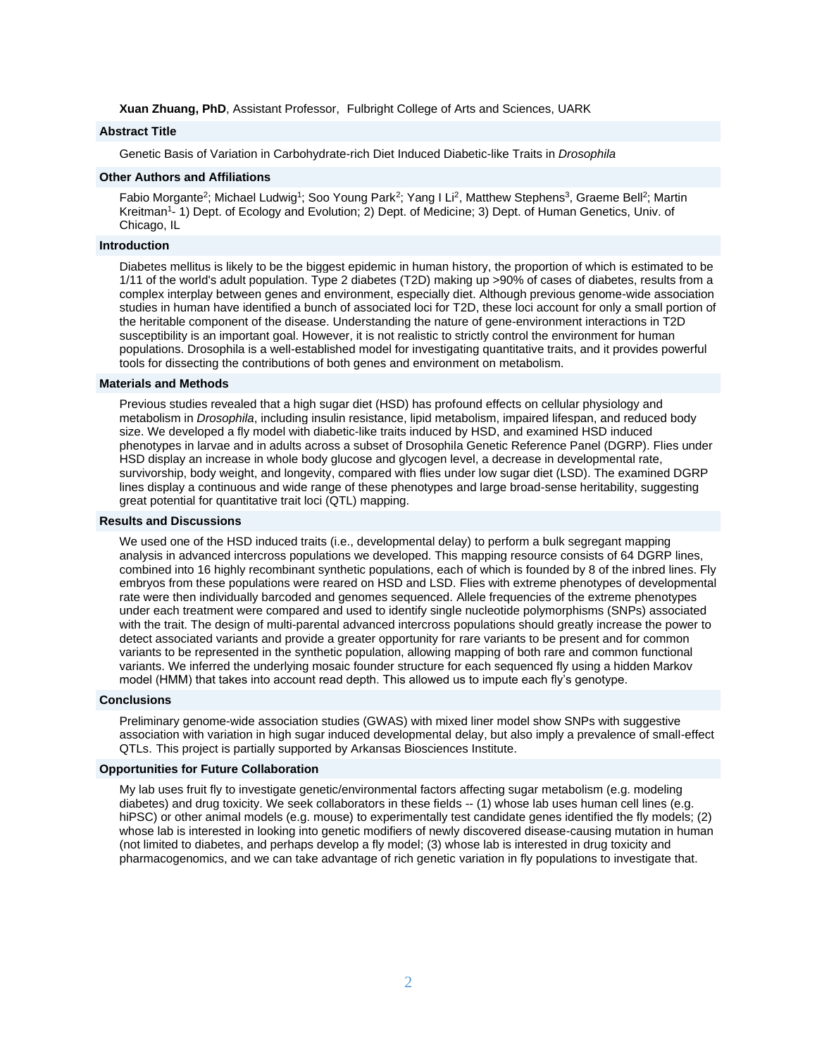**Xuan Zhuang, PhD**, Assistant Professor, Fulbright College of Arts and Sciences, UARK

### Abstract Title

Genetic Basis of Variation in Carbohydrate-rich Diet Induced Diabetic-like Traits in *Drosophila*

### Other Authors and Affiliations

Fabio Morgante[2]; Michael Ludwig[1]; Soo Young Park[2]; Yang I Li[2], Matthew Stephens[3], Graeme Bell[2]; Martin Kreitman[1]- 1) Dept. of Ecology and Evolution; 2) Dept. of Medicine; 3) Dept. of Human Genetics, Univ. of Chicago, IL

### Introduction

Diabetes mellitus is likely to be the biggest epidemic in human history, the proportion of which is estimated to be 1/11 of the world's adult population. Type 2 diabetes (T2D) making up >90% of cases of diabetes, results from a complex interplay between genes and environment, especially diet. Although previous genome-wide association studies in human have identified a bunch of associated loci for T2D, these loci account for only a small portion of the heritable component of the disease. Understanding the nature of gene-environment interactions in T2D susceptibility is an important goal. However, it is not realistic to strictly control the environment for human populations. Drosophila is a well-established model for investigating quantitative traits, and it provides powerful tools for dissecting the contributions of both genes and environment on metabolism.

### Materials and Methods

Previous studies revealed that a high sugar diet (HSD) has profound effects on cellular physiology and metabolism in *Drosophila*, including insulin resistance, lipid metabolism, impaired lifespan, and reduced body size. We developed a fly model with diabetic-like traits induced by HSD, and examined HSD induced phenotypes in larvae and in adults across a subset of Drosophila Genetic Reference Panel (DGRP). Flies under HSD display an increase in whole body glucose and glycogen level, a decrease in developmental rate, survivorship, body weight, and longevity, compared with flies under low sugar diet (LSD). The examined DGRP lines display a continuous and wide range of these phenotypes and large broad-sense heritability, suggesting great potential for quantitative trait loci (QTL) mapping.

### Results and Discussions

We used one of the HSD induced traits (i.e., developmental delay) to perform a bulk segregant mapping analysis in advanced intercross populations we developed. This mapping resource consists of 64 DGRP lines, combined into 16 highly recombinant synthetic populations, each of which is founded by 8 of the inbred lines. Fly embryos from these populations were reared on HSD and LSD. Flies with extreme phenotypes of developmental rate were then individually barcoded and genomes sequenced. Allele frequencies of the extreme phenotypes under each treatment were compared and used to identify single nucleotide polymorphisms (SNPs) associated with the trait. The design of multi-parental advanced intercross populations should greatly increase the power to detect associated variants and provide a greater opportunity for rare variants to be present and for common variants to be represented in the synthetic population, allowing mapping of both rare and common functional variants. We inferred the underlying mosaic founder structure for each sequenced fly using a hidden Markov model (HMM) that takes into account read depth. This allowed us to impute each fly's genotype.

### Conclusions

Preliminary genome-wide association studies (GWAS) with mixed liner model show SNPs with suggestive association with variation in high sugar induced developmental delay, but also imply a prevalence of small-effect QTLs. This project is partially supported by Arkansas Biosciences Institute.

### Opportunities for Future Collaboration

My lab uses fruit fly to investigate genetic/environmental factors affecting sugar metabolism (e.g. modeling diabetes) and drug toxicity. We seek collaborators in these fields -- (1) whose lab uses human cell lines (e.g. hiPSC) or other animal models (e.g. mouse) to experimentally test candidate genes identified the fly models; (2) whose lab is interested in looking into genetic modifiers of newly discovered disease-causing mutation in human (not limited to diabetes, and perhaps develop a fly model; (3) whose lab is interested in drug toxicity and pharmacogenomics, and we can take advantage of rich genetic variation in fly populations to investigate that.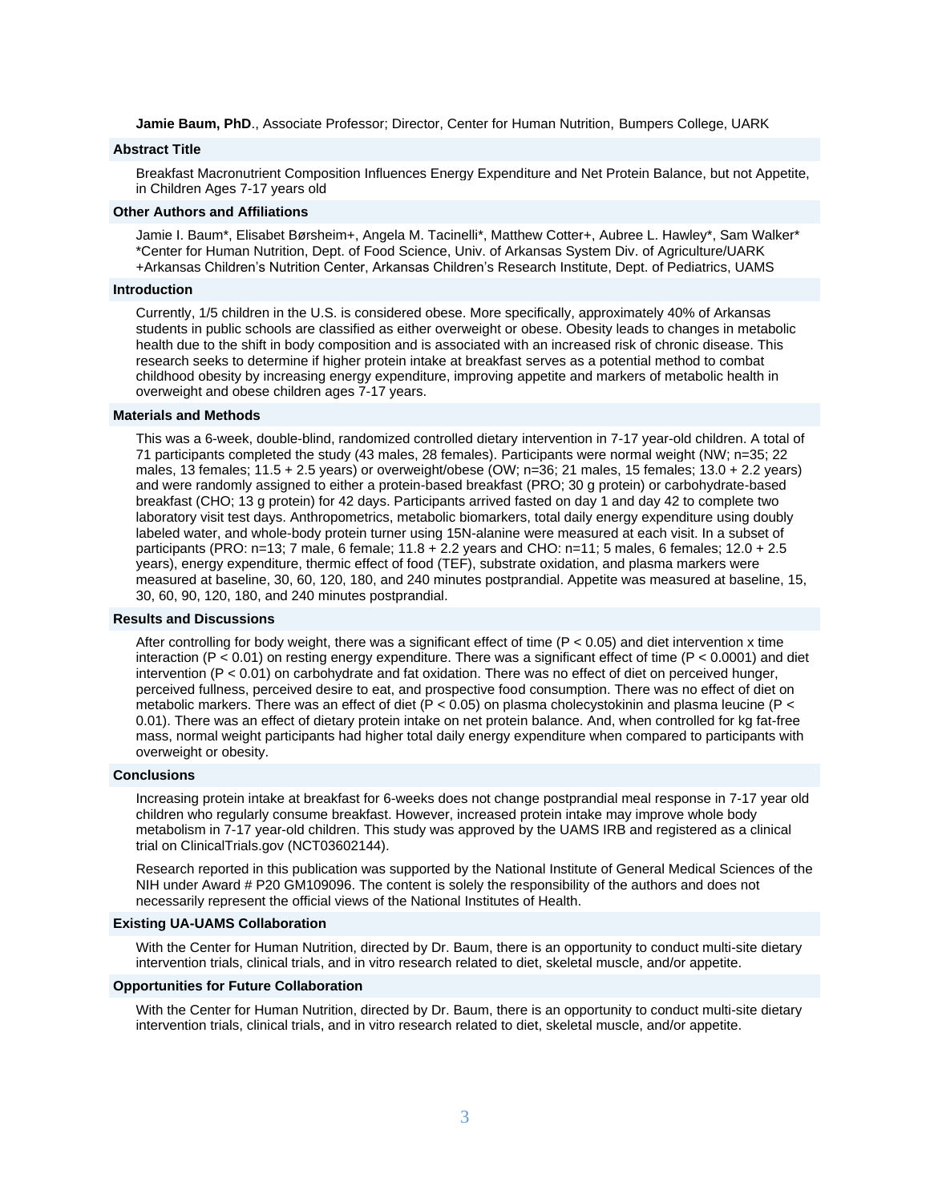**Jamie Baum, PhD**., Associate Professor; Director, Center for Human Nutrition, Bumpers College, UARK

### Abstract Title

Breakfast Macronutrient Composition Influences Energy Expenditure and Net Protein Balance, but not Appetite, in Children Ages 7-17 years old

### Other Authors and Affiliations

Jamie I. Baum*, Elisabet Børsheim+, Angela M. Tacinelli*, Matthew Cotter+, Aubree L. Hawley*, Sam Walker*
*Center for Human Nutrition, Dept. of Food Science, Univ. of Arkansas System Div. of Agriculture/UARK
+Arkansas Children's Nutrition Center, Arkansas Children's Research Institute, Dept. of Pediatrics, UAMS

### Introduction

Currently, 1/5 children in the U.S. is considered obese. More specifically, approximately 40% of Arkansas students in public schools are classified as either overweight or obese. Obesity leads to changes in metabolic health due to the shift in body composition and is associated with an increased risk of chronic disease. This research seeks to determine if higher protein intake at breakfast serves as a potential method to combat childhood obesity by increasing energy expenditure, improving appetite and markers of metabolic health in overweight and obese children ages 7-17 years.

### Materials and Methods

This was a 6-week, double-blind, randomized controlled dietary intervention in 7-17 year-old children. A total of 71 participants completed the study (43 males, 28 females). Participants were normal weight (NW; n=35; 22 males, 13 females; 11.5 + 2.5 years) or overweight/obese (OW; n=36; 21 males, 15 females; 13.0 + 2.2 years) and were randomly assigned to either a protein-based breakfast (PRO; 30 g protein) or carbohydrate-based breakfast (CHO; 13 g protein) for 42 days. Participants arrived fasted on day 1 and day 42 to complete two laboratory visit test days. Anthropometrics, metabolic biomarkers, total daily energy expenditure using doubly labeled water, and whole-body protein turner using 15N-alanine were measured at each visit. In a subset of participants (PRO: n=13; 7 male, 6 female; 11.8 + 2.2 years and CHO: n=11; 5 males, 6 females; 12.0 + 2.5 years), energy expenditure, thermic effect of food (TEF), substrate oxidation, and plasma markers were measured at baseline, 30, 60, 120, 180, and 240 minutes postprandial. Appetite was measured at baseline, 15, 30, 60, 90, 120, 180, and 240 minutes postprandial.

### Results and Discussions

After controlling for body weight, there was a significant effect of time ($P < 0.05$) and diet intervention x time interaction ($P < 0.01$) on resting energy expenditure. There was a significant effect of time ($P < 0.0001$) and diet intervention ($P < 0.01$) on carbohydrate and fat oxidation. There was no effect of diet on perceived hunger, perceived fullness, perceived desire to eat, and prospective food consumption. There was no effect of diet on metabolic markers. There was an effect of diet ($P < 0.05$) on plasma cholecystokinin and plasma leucine ($P < 0.01$). There was an effect of dietary protein intake on net protein balance. And, when controlled for kg fat-free mass, normal weight participants had higher total daily energy expenditure when compared to participants with overweight or obesity.

### Conclusions

Increasing protein intake at breakfast for 6-weeks does not change postprandial meal response in 7-17 year old children who regularly consume breakfast. However, increased protein intake may improve whole body metabolism in 7-17 year-old children. This study was approved by the UAMS IRB and registered as a clinical trial on ClinicalTrials.gov (NCT03602144).

Research reported in this publication was supported by the National Institute of General Medical Sciences of the NIH under Award # P20 GM109096. The content is solely the responsibility of the authors and does not necessarily represent the official views of the National Institutes of Health.

### Existing UA-UAMS Collaboration

With the Center for Human Nutrition, directed by Dr. Baum, there is an opportunity to conduct multi-site dietary intervention trials, clinical trials, and in vitro research related to diet, skeletal muscle, and/or appetite.

### Opportunities for Future Collaboration

With the Center for Human Nutrition, directed by Dr. Baum, there is an opportunity to conduct multi-site dietary intervention trials, clinical trials, and in vitro research related to diet, skeletal muscle, and/or appetite.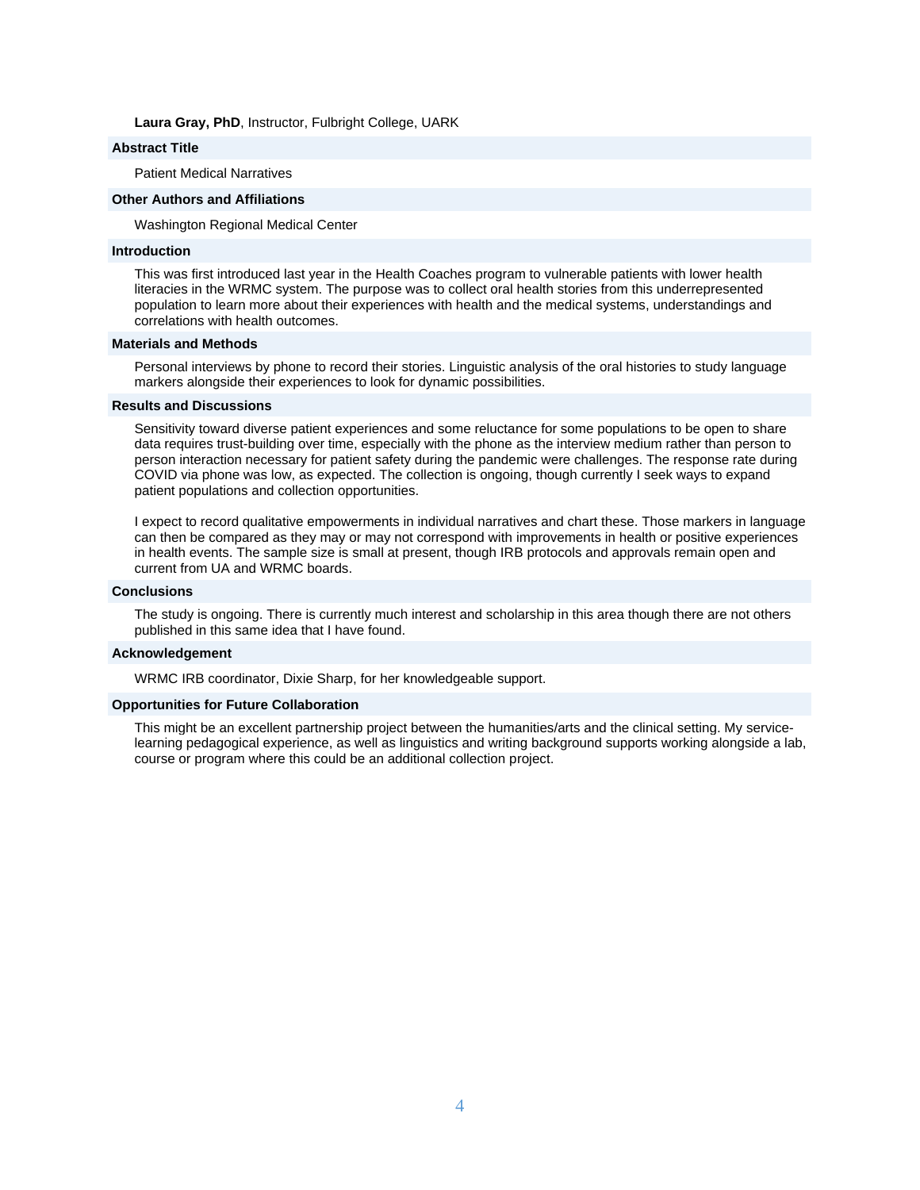**Laura Gray, PhD**, Instructor, Fulbright College, UARK

### Abstract Title

Patient Medical Narratives

### Other Authors and Affiliations

Washington Regional Medical Center

### Introduction

This was first introduced last year in the Health Coaches program to vulnerable patients with lower health literacies in the WRMC system. The purpose was to collect oral health stories from this underrepresented population to learn more about their experiences with health and the medical systems, understandings and correlations with health outcomes.

### Materials and Methods

Personal interviews by phone to record their stories. Linguistic analysis of the oral histories to study language markers alongside their experiences to look for dynamic possibilities.

### Results and Discussions

Sensitivity toward diverse patient experiences and some reluctance for some populations to be open to share data requires trust-building over time, especially with the phone as the interview medium rather than person to person interaction necessary for patient safety during the pandemic were challenges. The response rate during COVID via phone was low, as expected. The collection is ongoing, though currently I seek ways to expand patient populations and collection opportunities.

I expect to record qualitative empowerments in individual narratives and chart these. Those markers in language can then be compared as they may or may not correspond with improvements in health or positive experiences in health events. The sample size is small at present, though IRB protocols and approvals remain open and current from UA and WRMC boards.

### Conclusions

The study is ongoing. There is currently much interest and scholarship in this area though there are not others published in this same idea that I have found.

### Acknowledgement

WRMC IRB coordinator, Dixie Sharp, for her knowledgeable support.

### Opportunities for Future Collaboration

This might be an excellent partnership project between the humanities/arts and the clinical setting. My service-learning pedagogical experience, as well as linguistics and writing background supports working alongside a lab, course or program where this could be an additional collection project.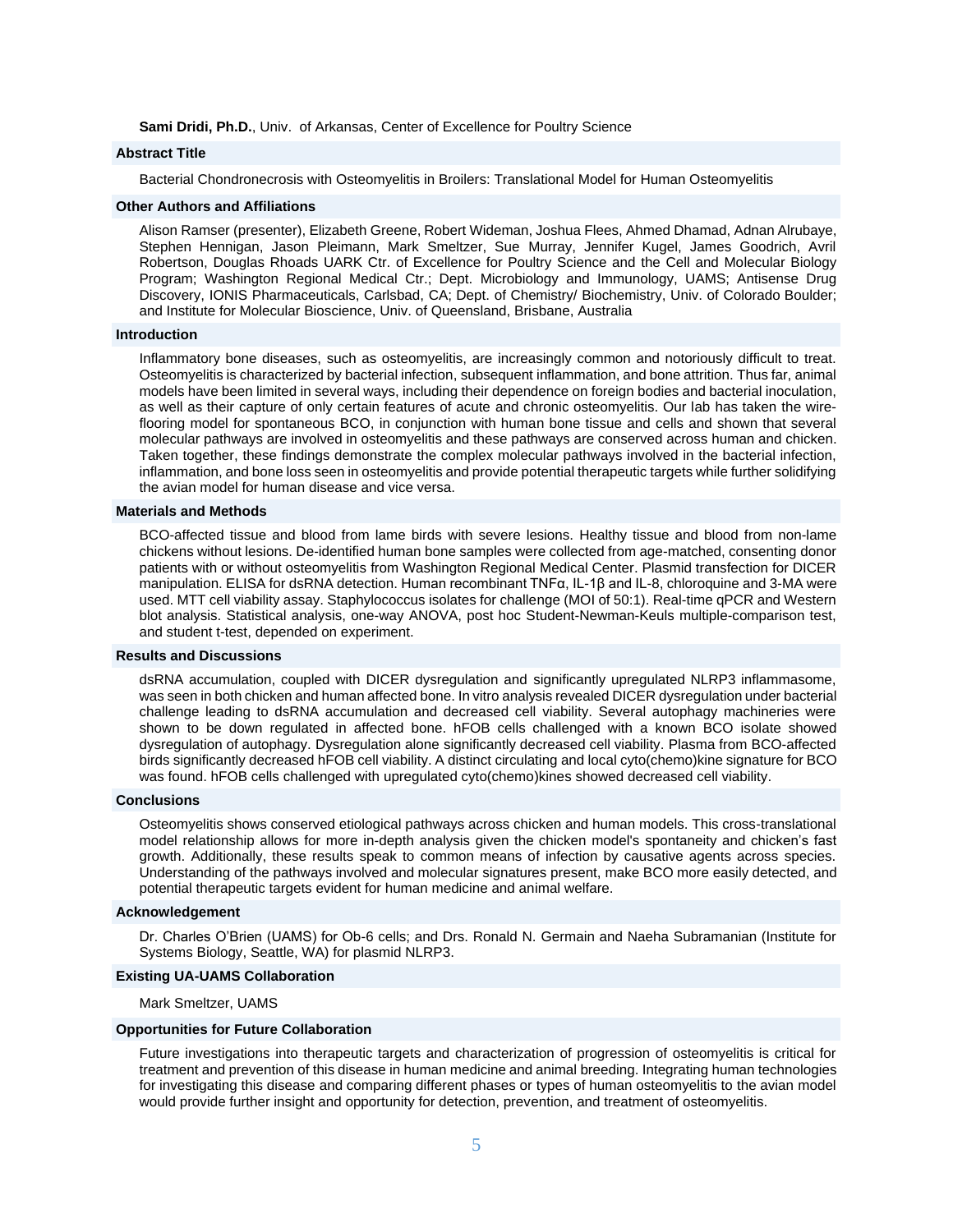**Sami Dridi, Ph.D.**, Univ. of Arkansas, Center of Excellence for Poultry Science

### Abstract Title

Bacterial Chondronecrosis with Osteomyelitis in Broilers: Translational Model for Human Osteomyelitis

### Other Authors and Affiliations

Alison Ramser (presenter), Elizabeth Greene, Robert Wideman, Joshua Flees, Ahmed Dhamad, Adnan Alrubaye, Stephen Hennigan, Jason Pleimann, Mark Smeltzer, Sue Murray, Jennifer Kugel, James Goodrich, Avril Robertson, Douglas Rhoads UARK Ctr. of Excellence for Poultry Science and the Cell and Molecular Biology Program; Washington Regional Medical Ctr.; Dept. Microbiology and Immunology, UAMS; Antisense Drug Discovery, IONIS Pharmaceuticals, Carlsbad, CA; Dept. of Chemistry/ Biochemistry, Univ. of Colorado Boulder; and Institute for Molecular Bioscience, Univ. of Queensland, Brisbane, Australia

### Introduction

Inflammatory bone diseases, such as osteomyelitis, are increasingly common and notoriously difficult to treat. Osteomyelitis is characterized by bacterial infection, subsequent inflammation, and bone attrition. Thus far, animal models have been limited in several ways, including their dependence on foreign bodies and bacterial inoculation, as well as their capture of only certain features of acute and chronic osteomyelitis. Our lab has taken the wire-flooring model for spontaneous BCO, in conjunction with human bone tissue and cells and shown that several molecular pathways are involved in osteomyelitis and these pathways are conserved across human and chicken. Taken together, these findings demonstrate the complex molecular pathways involved in the bacterial infection, inflammation, and bone loss seen in osteomyelitis and provide potential therapeutic targets while further solidifying the avian model for human disease and vice versa.

### Materials and Methods

BCO-affected tissue and blood from lame birds with severe lesions. Healthy tissue and blood from non-lame chickens without lesions. De-identified human bone samples were collected from age-matched, consenting donor patients with or without osteomyelitis from Washington Regional Medical Center. Plasmid transfection for DICER manipulation. ELISA for dsRNA detection. Human recombinant TNFα, IL-1β and IL-8, chloroquine and 3-MA were used. MTT cell viability assay. Staphylococcus isolates for challenge (MOI of 50:1). Real-time qPCR and Western blot analysis. Statistical analysis, one-way ANOVA, post hoc Student-Newman-Keuls multiple-comparison test, and student t-test, depended on experiment.

### Results and Discussions

dsRNA accumulation, coupled with DICER dysregulation and significantly upregulated NLRP3 inflammasome, was seen in both chicken and human affected bone. In vitro analysis revealed DICER dysregulation under bacterial challenge leading to dsRNA accumulation and decreased cell viability. Several autophagy machineries were shown to be down regulated in affected bone. hFOB cells challenged with a known BCO isolate showed dysregulation of autophagy. Dysregulation alone significantly decreased cell viability. Plasma from BCO-affected birds significantly decreased hFOB cell viability. A distinct circulating and local cyto(chemo)kine signature for BCO was found. hFOB cells challenged with upregulated cyto(chemo)kines showed decreased cell viability.

### Conclusions

Osteomyelitis shows conserved etiological pathways across chicken and human models. This cross-translational model relationship allows for more in-depth analysis given the chicken model's spontaneity and chicken's fast growth. Additionally, these results speak to common means of infection by causative agents across species. Understanding of the pathways involved and molecular signatures present, make BCO more easily detected, and potential therapeutic targets evident for human medicine and animal welfare.

### Acknowledgement

Dr. Charles O'Brien (UAMS) for Ob-6 cells; and Drs. Ronald N. Germain and Naeha Subramanian (Institute for Systems Biology, Seattle, WA) for plasmid NLRP3.

### Existing UA-UAMS Collaboration

Mark Smeltzer, UAMS

### Opportunities for Future Collaboration

Future investigations into therapeutic targets and characterization of progression of osteomyelitis is critical for treatment and prevention of this disease in human medicine and animal breeding. Integrating human technologies for investigating this disease and comparing different phases or types of human osteomyelitis to the avian model would provide further insight and opportunity for detection, prevention, and treatment of osteomyelitis.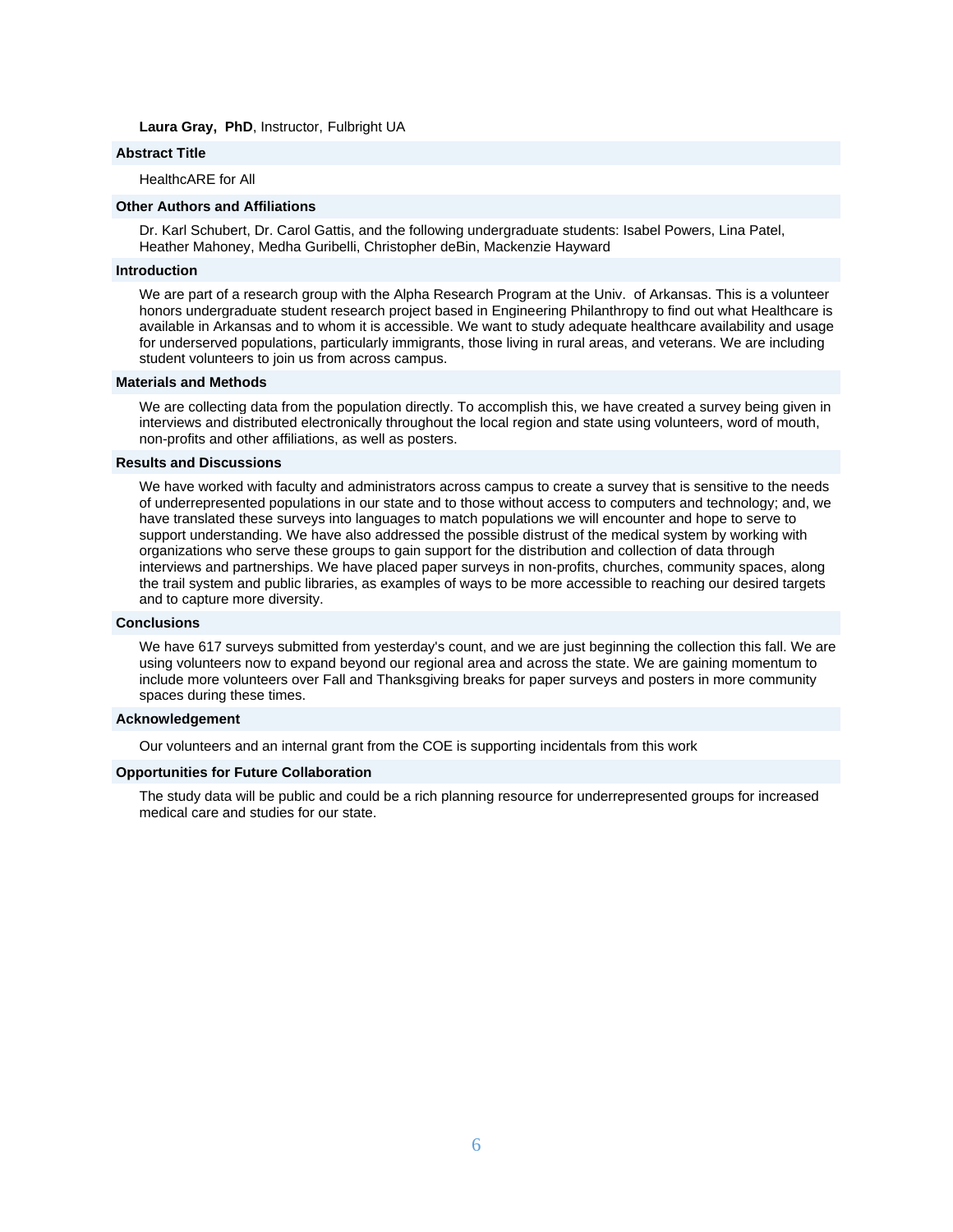**Laura Gray, PhD**, Instructor, Fulbright UA

### Abstract Title

HealthcARE for All

### Other Authors and Affiliations

Dr. Karl Schubert, Dr. Carol Gattis, and the following undergraduate students: Isabel Powers, Lina Patel, Heather Mahoney, Medha Guribelli, Christopher deBin, Mackenzie Hayward

### Introduction

We are part of a research group with the Alpha Research Program at the Univ. of Arkansas. This is a volunteer honors undergraduate student research project based in Engineering Philanthropy to find out what Healthcare is available in Arkansas and to whom it is accessible. We want to study adequate healthcare availability and usage for underserved populations, particularly immigrants, those living in rural areas, and veterans. We are including student volunteers to join us from across campus.

### Materials and Methods

We are collecting data from the population directly. To accomplish this, we have created a survey being given in interviews and distributed electronically throughout the local region and state using volunteers, word of mouth, non-profits and other affiliations, as well as posters.

### Results and Discussions

We have worked with faculty and administrators across campus to create a survey that is sensitive to the needs of underrepresented populations in our state and to those without access to computers and technology; and, we have translated these surveys into languages to match populations we will encounter and hope to serve to support understanding. We have also addressed the possible distrust of the medical system by working with organizations who serve these groups to gain support for the distribution and collection of data through interviews and partnerships. We have placed paper surveys in non-profits, churches, community spaces, along the trail system and public libraries, as examples of ways to be more accessible to reaching our desired targets and to capture more diversity.

### Conclusions

We have 617 surveys submitted from yesterday's count, and we are just beginning the collection this fall. We are using volunteers now to expand beyond our regional area and across the state. We are gaining momentum to include more volunteers over Fall and Thanksgiving breaks for paper surveys and posters in more community spaces during these times.

### Acknowledgement

Our volunteers and an internal grant from the COE is supporting incidentals from this work

### Opportunities for Future Collaboration

The study data will be public and could be a rich planning resource for underrepresented groups for increased medical care and studies for our state.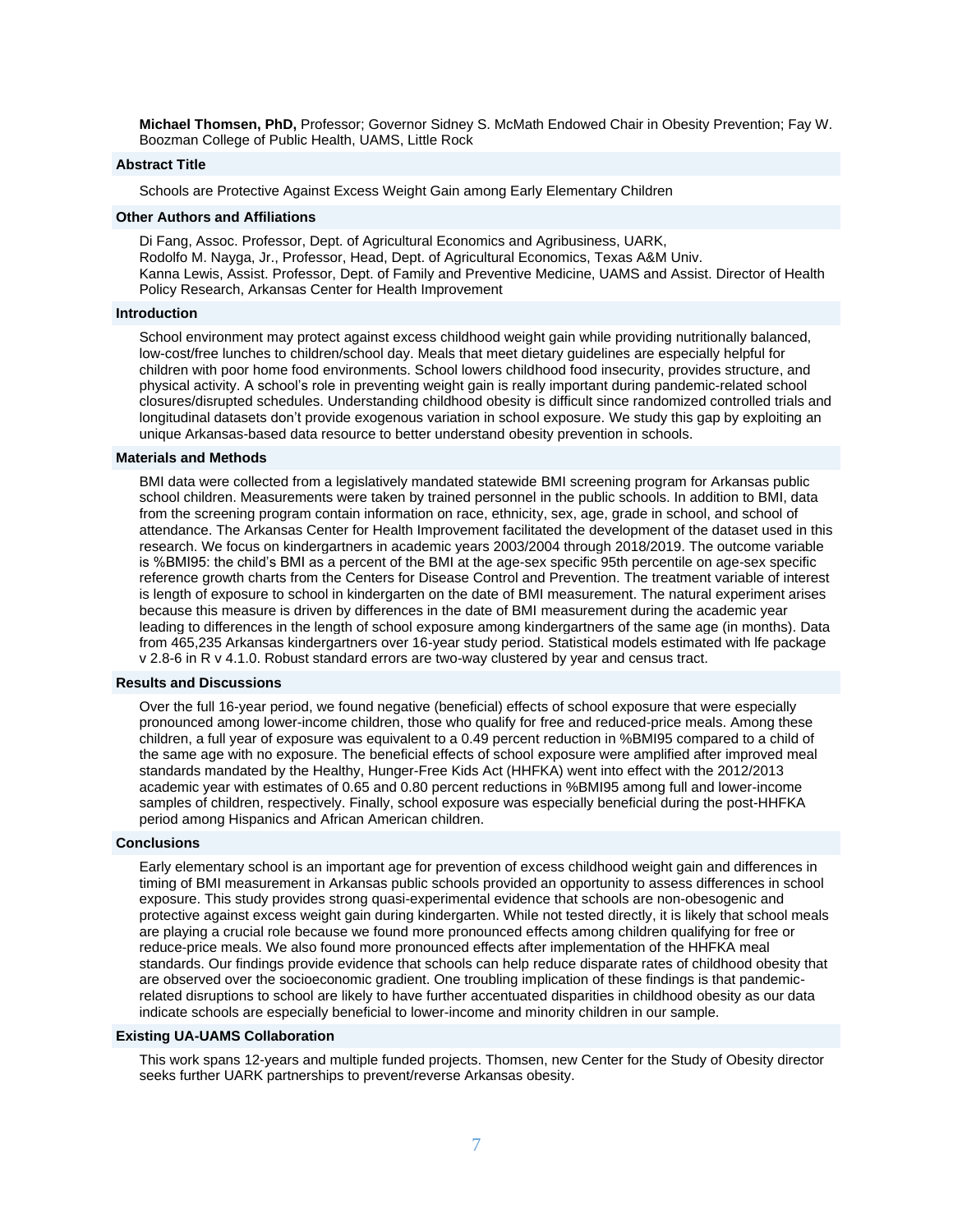**Michael Thomsen, PhD,** Professor; Governor Sidney S. McMath Endowed Chair in Obesity Prevention; Fay W. Boozman College of Public Health, UAMS, Little Rock

### Abstract Title

Schools are Protective Against Excess Weight Gain among Early Elementary Children

### Other Authors and Affiliations

Di Fang, Assoc. Professor, Dept. of Agricultural Economics and Agribusiness, UARK,
Rodolfo M. Nayga, Jr., Professor, Head, Dept. of Agricultural Economics, Texas A&M Univ.
Kanna Lewis, Assist. Professor, Dept. of Family and Preventive Medicine, UAMS and Assist. Director of Health Policy Research, Arkansas Center for Health Improvement

### Introduction

School environment may protect against excess childhood weight gain while providing nutritionally balanced, low-cost/free lunches to children/school day. Meals that meet dietary guidelines are especially helpful for children with poor home food environments. School lowers childhood food insecurity, provides structure, and physical activity. A school's role in preventing weight gain is really important during pandemic-related school closures/disrupted schedules. Understanding childhood obesity is difficult since randomized controlled trials and longitudinal datasets don't provide exogenous variation in school exposure. We study this gap by exploiting an unique Arkansas-based data resource to better understand obesity prevention in schools.

### Materials and Methods

BMI data were collected from a legislatively mandated statewide BMI screening program for Arkansas public school children. Measurements were taken by trained personnel in the public schools. In addition to BMI, data from the screening program contain information on race, ethnicity, sex, age, grade in school, and school of attendance. The Arkansas Center for Health Improvement facilitated the development of the dataset used in this research. We focus on kindergartners in academic years 2003/2004 through 2018/2019. The outcome variable is %BMI95: the child's BMI as a percent of the BMI at the age-sex specific 95th percentile on age-sex specific reference growth charts from the Centers for Disease Control and Prevention. The treatment variable of interest is length of exposure to school in kindergarten on the date of BMI measurement. The natural experiment arises because this measure is driven by differences in the date of BMI measurement during the academic year leading to differences in the length of school exposure among kindergartners of the same age (in months). Data from 465,235 Arkansas kindergartners over 16-year study period. Statistical models estimated with lfe package v 2.8-6 in R v 4.1.0. Robust standard errors are two-way clustered by year and census tract.

### Results and Discussions

Over the full 16-year period, we found negative (beneficial) effects of school exposure that were especially pronounced among lower-income children, those who qualify for free and reduced-price meals. Among these children, a full year of exposure was equivalent to a 0.49 percent reduction in %BMI95 compared to a child of the same age with no exposure. The beneficial effects of school exposure were amplified after improved meal standards mandated by the Healthy, Hunger-Free Kids Act (HHFKA) went into effect with the 2012/2013 academic year with estimates of 0.65 and 0.80 percent reductions in %BMI95 among full and lower-income samples of children, respectively. Finally, school exposure was especially beneficial during the post-HHFKA period among Hispanics and African American children.

### Conclusions

Early elementary school is an important age for prevention of excess childhood weight gain and differences in timing of BMI measurement in Arkansas public schools provided an opportunity to assess differences in school exposure. This study provides strong quasi-experimental evidence that schools are non-obesogenic and protective against excess weight gain during kindergarten. While not tested directly, it is likely that school meals are playing a crucial role because we found more pronounced effects among children qualifying for free or reduce-price meals. We also found more pronounced effects after implementation of the HHFKA meal standards. Our findings provide evidence that schools can help reduce disparate rates of childhood obesity that are observed over the socioeconomic gradient. One troubling implication of these findings is that pandemic-related disruptions to school are likely to have further accentuated disparities in childhood obesity as our data indicate schools are especially beneficial to lower-income and minority children in our sample.

### Existing UA-UAMS Collaboration

This work spans 12-years and multiple funded projects. Thomsen, new Center for the Study of Obesity director seeks further UARK partnerships to prevent/reverse Arkansas obesity.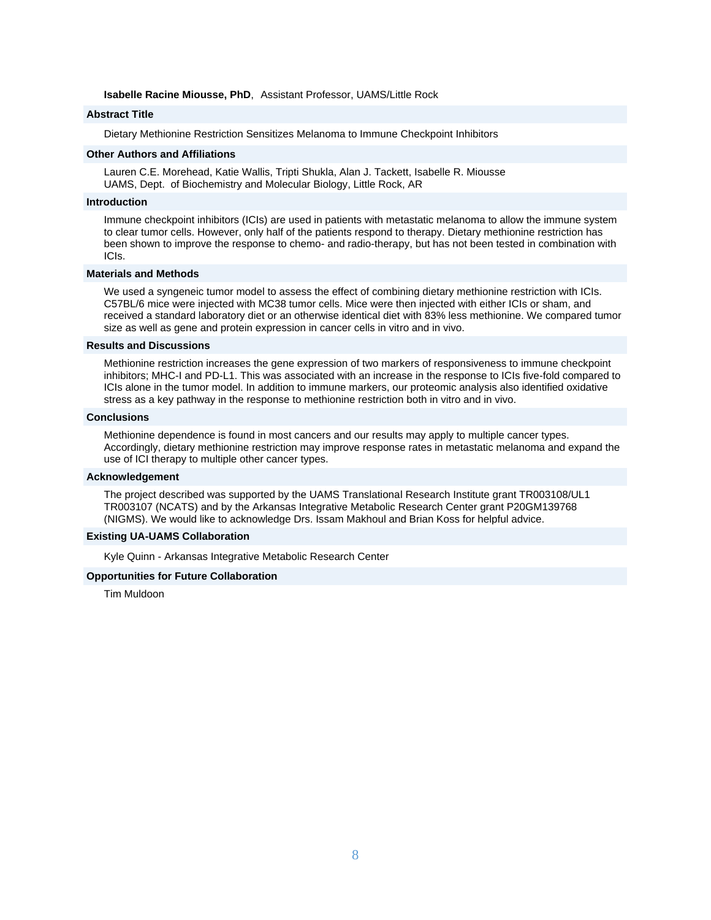**Isabelle Racine Miousse, PhD**, Assistant Professor, UAMS/Little Rock

### Abstract Title

Dietary Methionine Restriction Sensitizes Melanoma to Immune Checkpoint Inhibitors

### Other Authors and Affiliations

Lauren C.E. Morehead, Katie Wallis, Tripti Shukla, Alan J. Tackett, Isabelle R. Miousse
UAMS, Dept. of Biochemistry and Molecular Biology, Little Rock, AR

### Introduction

Immune checkpoint inhibitors (ICIs) are used in patients with metastatic melanoma to allow the immune system to clear tumor cells. However, only half of the patients respond to therapy. Dietary methionine restriction has been shown to improve the response to chemo- and radio-therapy, but has not been tested in combination with ICIs.

### Materials and Methods

We used a syngeneic tumor model to assess the effect of combining dietary methionine restriction with ICIs. C57BL/6 mice were injected with MC38 tumor cells. Mice were then injected with either ICIs or sham, and received a standard laboratory diet or an otherwise identical diet with 83% less methionine. We compared tumor size as well as gene and protein expression in cancer cells in vitro and in vivo.

### Results and Discussions

Methionine restriction increases the gene expression of two markers of responsiveness to immune checkpoint inhibitors; MHC-I and PD-L1. This was associated with an increase in the response to ICIs five-fold compared to ICIs alone in the tumor model. In addition to immune markers, our proteomic analysis also identified oxidative stress as a key pathway in the response to methionine restriction both in vitro and in vivo.

### Conclusions

Methionine dependence is found in most cancers and our results may apply to multiple cancer types. Accordingly, dietary methionine restriction may improve response rates in metastatic melanoma and expand the use of ICI therapy to multiple other cancer types.

### Acknowledgement

The project described was supported by the UAMS Translational Research Institute grant TR003108/UL1 TR003107 (NCATS) and by the Arkansas Integrative Metabolic Research Center grant P20GM139768 (NIGMS). We would like to acknowledge Drs. Issam Makhoul and Brian Koss for helpful advice.

### Existing UA-UAMS Collaboration

Kyle Quinn - Arkansas Integrative Metabolic Research Center

### Opportunities for Future Collaboration

Tim Muldoon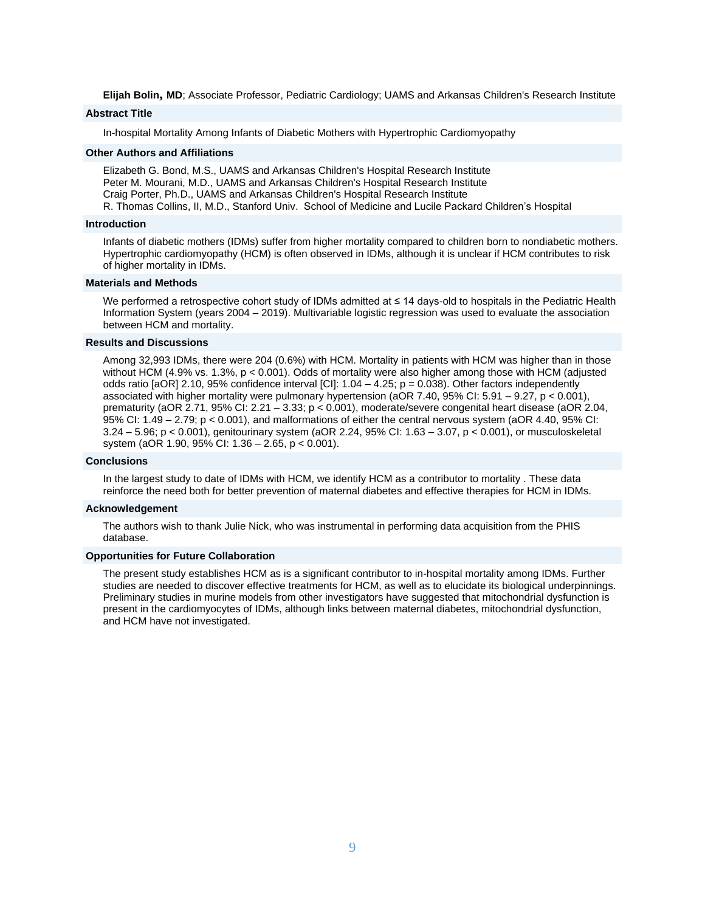**Elijah Bolin, MD**; Associate Professor, Pediatric Cardiology; UAMS and Arkansas Children's Research Institute

### Abstract Title

In-hospital Mortality Among Infants of Diabetic Mothers with Hypertrophic Cardiomyopathy

### Other Authors and Affiliations

Elizabeth G. Bond, M.S., UAMS and Arkansas Children's Hospital Research Institute
Peter M. Mourani, M.D., UAMS and Arkansas Children's Hospital Research Institute
Craig Porter, Ph.D., UAMS and Arkansas Children's Hospital Research Institute
R. Thomas Collins, II, M.D., Stanford Univ. School of Medicine and Lucile Packard Children's Hospital

### Introduction

Infants of diabetic mothers (IDMs) suffer from higher mortality compared to children born to nondiabetic mothers. Hypertrophic cardiomyopathy (HCM) is often observed in IDMs, although it is unclear if HCM contributes to risk of higher mortality in IDMs.

### Materials and Methods

We performed a retrospective cohort study of IDMs admitted at ≤ 14 days-old to hospitals in the Pediatric Health Information System (years 2004 – 2019). Multivariable logistic regression was used to evaluate the association between HCM and mortality.

### Results and Discussions

Among 32,993 IDMs, there were 204 (0.6%) with HCM. Mortality in patients with HCM was higher than in those without HCM (4.9% vs. 1.3%, $p < 0.001$). Odds of mortality were also higher among those with HCM (adjusted odds ratio [aOR] 2.10, 95% confidence interval [CI]: 1.04 – 4.25; $p = 0.038$). Other factors independently associated with higher mortality were pulmonary hypertension (aOR 7.40, 95% CI: 5.91 – 9.27, $p < 0.001$), prematurity (aOR 2.71, 95% CI: 2.21 – 3.33; $p < 0.001$), moderate/severe congenital heart disease (aOR 2.04, 95% CI: 1.49 – 2.79; $p < 0.001$), and malformations of either the central nervous system (aOR 4.40, 95% CI: 3.24 – 5.96; $p < 0.001$), genitourinary system (aOR 2.24, 95% CI: 1.63 – 3.07, $p < 0.001$), or musculoskeletal system (aOR 1.90, 95% CI: 1.36 – 2.65, $p < 0.001$).

### Conclusions

In the largest study to date of IDMs with HCM, we identify HCM as a contributor to mortality . These data reinforce the need both for better prevention of maternal diabetes and effective therapies for HCM in IDMs.

### Acknowledgement

The authors wish to thank Julie Nick, who was instrumental in performing data acquisition from the PHIS database.

### Opportunities for Future Collaboration

The present study establishes HCM as is a significant contributor to in-hospital mortality among IDMs. Further studies are needed to discover effective treatments for HCM, as well as to elucidate its biological underpinnings. Preliminary studies in murine models from other investigators have suggested that mitochondrial dysfunction is present in the cardiomyocytes of IDMs, although links between maternal diabetes, mitochondrial dysfunction, and HCM have not investigated.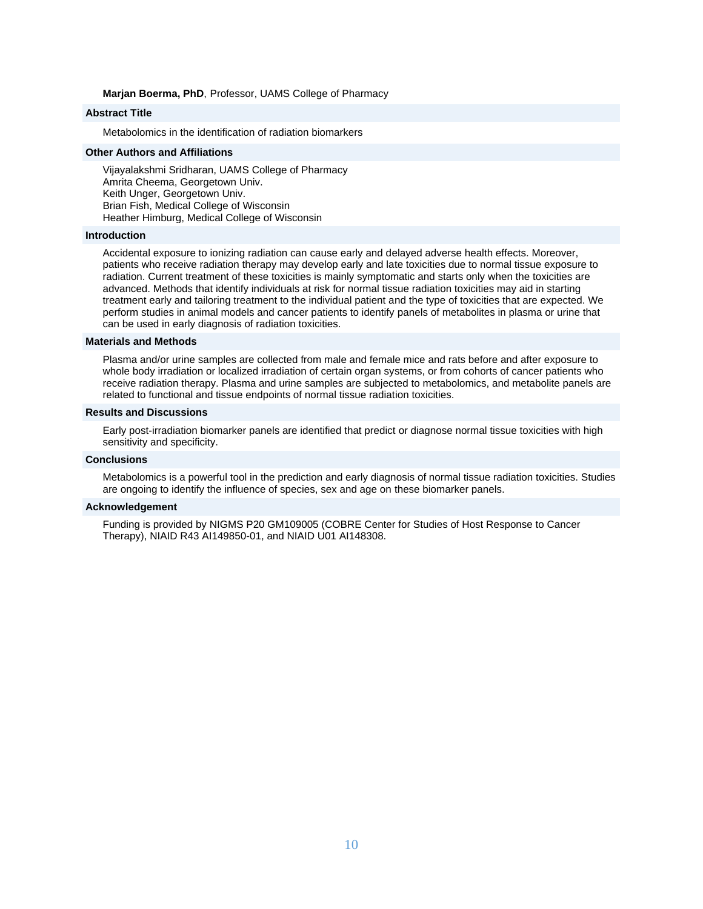**Marjan Boerma, PhD**, Professor, UAMS College of Pharmacy

### Abstract Title

Metabolomics in the identification of radiation biomarkers

### Other Authors and Affiliations

Vijayalakshmi Sridharan, UAMS College of Pharmacy
Amrita Cheema, Georgetown Univ.
Keith Unger, Georgetown Univ.
Brian Fish, Medical College of Wisconsin
Heather Himburg, Medical College of Wisconsin

### Introduction

Accidental exposure to ionizing radiation can cause early and delayed adverse health effects. Moreover, patients who receive radiation therapy may develop early and late toxicities due to normal tissue exposure to radiation. Current treatment of these toxicities is mainly symptomatic and starts only when the toxicities are advanced. Methods that identify individuals at risk for normal tissue radiation toxicities may aid in starting treatment early and tailoring treatment to the individual patient and the type of toxicities that are expected. We perform studies in animal models and cancer patients to identify panels of metabolites in plasma or urine that can be used in early diagnosis of radiation toxicities.

### Materials and Methods

Plasma and/or urine samples are collected from male and female mice and rats before and after exposure to whole body irradiation or localized irradiation of certain organ systems, or from cohorts of cancer patients who receive radiation therapy. Plasma and urine samples are subjected to metabolomics, and metabolite panels are related to functional and tissue endpoints of normal tissue radiation toxicities.

### Results and Discussions

Early post-irradiation biomarker panels are identified that predict or diagnose normal tissue toxicities with high sensitivity and specificity.

### Conclusions

Metabolomics is a powerful tool in the prediction and early diagnosis of normal tissue radiation toxicities. Studies are ongoing to identify the influence of species, sex and age on these biomarker panels.

### Acknowledgement

Funding is provided by NIGMS P20 GM109005 (COBRE Center for Studies of Host Response to Cancer Therapy), NIAID R43 AI149850-01, and NIAID U01 AI148308.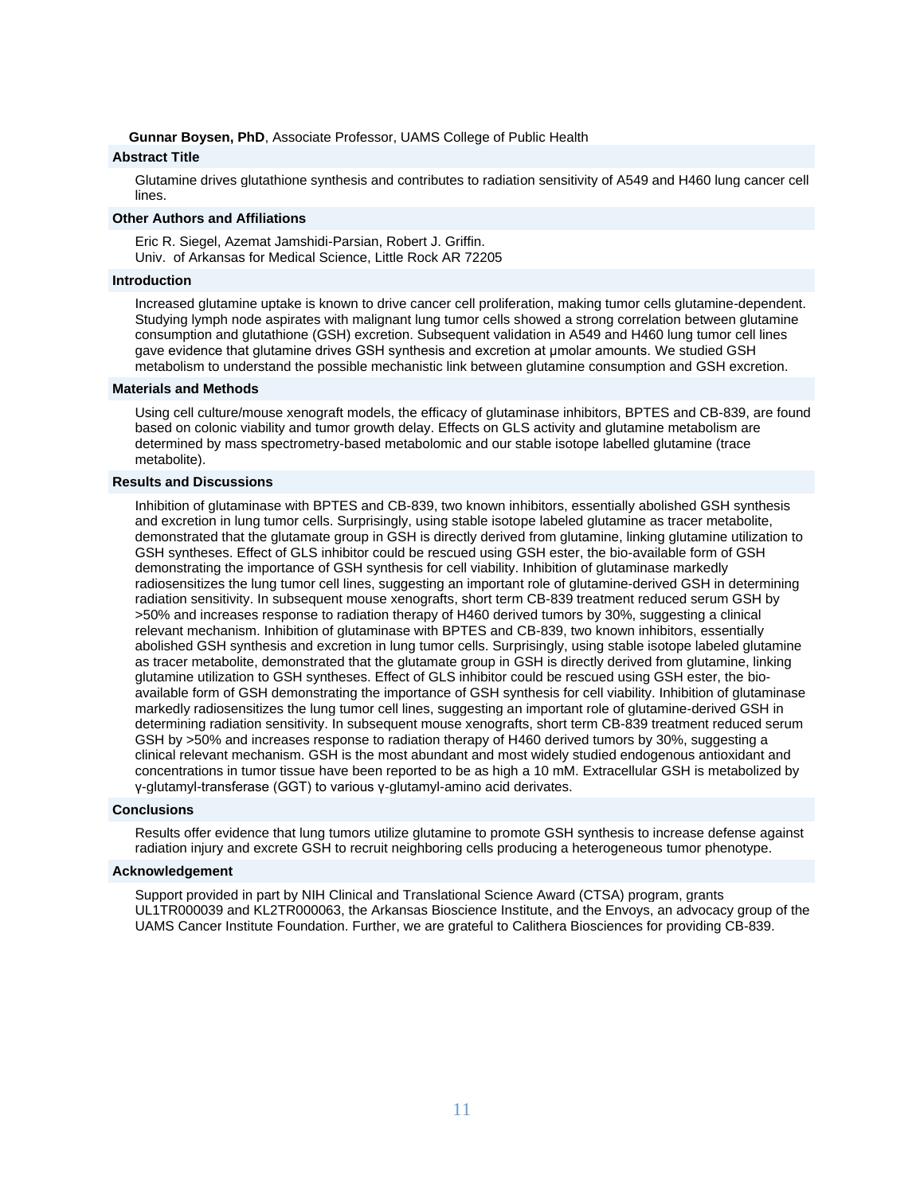**Gunnar Boysen, PhD**, Associate Professor, UAMS College of Public Health

### Abstract Title

Glutamine drives glutathione synthesis and contributes to radiation sensitivity of A549 and H460 lung cancer cell lines.

### Other Authors and Affiliations

Eric R. Siegel, Azemat Jamshidi-Parsian, Robert J. Griffin.
Univ. of Arkansas for Medical Science, Little Rock AR 72205

### Introduction

Increased glutamine uptake is known to drive cancer cell proliferation, making tumor cells glutamine-dependent. Studying lymph node aspirates with malignant lung tumor cells showed a strong correlation between glutamine consumption and glutathione (GSH) excretion. Subsequent validation in A549 and H460 lung tumor cell lines gave evidence that glutamine drives GSH synthesis and excretion at µmolar amounts. We studied GSH metabolism to understand the possible mechanistic link between glutamine consumption and GSH excretion.

### Materials and Methods

Using cell culture/mouse xenograft models, the efficacy of glutaminase inhibitors, BPTES and CB-839, are found based on colonic viability and tumor growth delay. Effects on GLS activity and glutamine metabolism are determined by mass spectrometry-based metabolomic and our stable isotope labelled glutamine (trace metabolite).

### Results and Discussions

Inhibition of glutaminase with BPTES and CB-839, two known inhibitors, essentially abolished GSH synthesis and excretion in lung tumor cells. Surprisingly, using stable isotope labeled glutamine as tracer metabolite, demonstrated that the glutamate group in GSH is directly derived from glutamine, linking glutamine utilization to GSH syntheses. Effect of GLS inhibitor could be rescued using GSH ester, the bio-available form of GSH demonstrating the importance of GSH synthesis for cell viability. Inhibition of glutaminase markedly radiosensitizes the lung tumor cell lines, suggesting an important role of glutamine-derived GSH in determining radiation sensitivity. In subsequent mouse xenografts, short term CB-839 treatment reduced serum GSH by >50% and increases response to radiation therapy of H460 derived tumors by 30%, suggesting a clinical relevant mechanism. Inhibition of glutaminase with BPTES and CB-839, two known inhibitors, essentially abolished GSH synthesis and excretion in lung tumor cells. Surprisingly, using stable isotope labeled glutamine as tracer metabolite, demonstrated that the glutamate group in GSH is directly derived from glutamine, linking glutamine utilization to GSH syntheses. Effect of GLS inhibitor could be rescued using GSH ester, the bio-available form of GSH demonstrating the importance of GSH synthesis for cell viability. Inhibition of glutaminase markedly radiosensitizes the lung tumor cell lines, suggesting an important role of glutamine-derived GSH in determining radiation sensitivity. In subsequent mouse xenografts, short term CB-839 treatment reduced serum GSH by >50% and increases response to radiation therapy of H460 derived tumors by 30%, suggesting a clinical relevant mechanism. GSH is the most abundant and most widely studied endogenous antioxidant and concentrations in tumor tissue have been reported to be as high a 10 mM. Extracellular GSH is metabolized by γ-glutamyl-transferase (GGT) to various γ-glutamyl-amino acid derivates.

### Conclusions

Results offer evidence that lung tumors utilize glutamine to promote GSH synthesis to increase defense against radiation injury and excrete GSH to recruit neighboring cells producing a heterogeneous tumor phenotype.

### Acknowledgement

Support provided in part by NIH Clinical and Translational Science Award (CTSA) program, grants UL1TR000039 and KL2TR000063, the Arkansas Bioscience Institute, and the Envoys, an advocacy group of the UAMS Cancer Institute Foundation. Further, we are grateful to Calithera Biosciences for providing CB-839.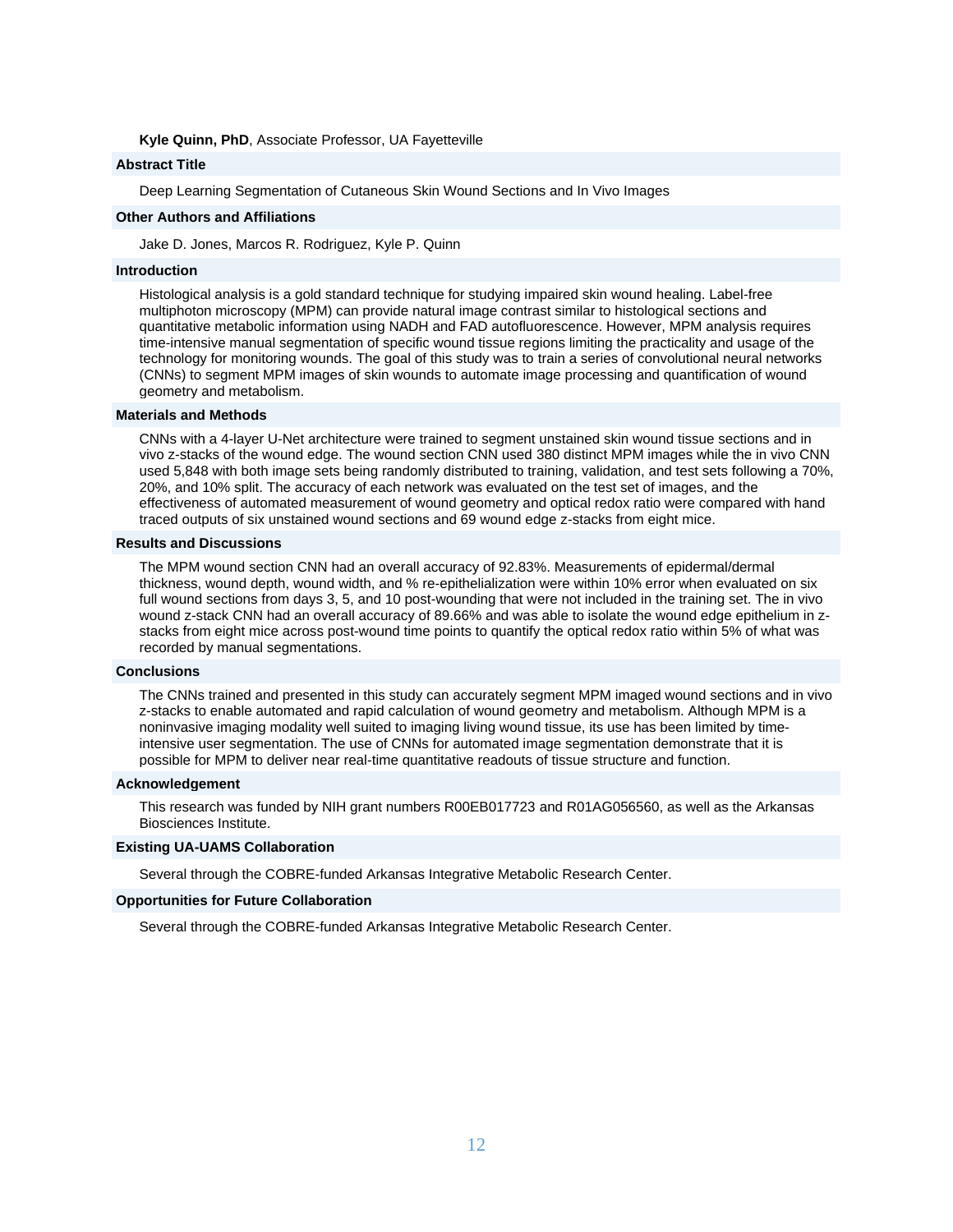**Kyle Quinn, PhD**, Associate Professor, UA Fayetteville

### Abstract Title

Deep Learning Segmentation of Cutaneous Skin Wound Sections and In Vivo Images

### Other Authors and Affiliations

Jake D. Jones, Marcos R. Rodriguez, Kyle P. Quinn

### Introduction

Histological analysis is a gold standard technique for studying impaired skin wound healing. Label-free multiphoton microscopy (MPM) can provide natural image contrast similar to histological sections and quantitative metabolic information using NADH and FAD autofluorescence. However, MPM analysis requires time-intensive manual segmentation of specific wound tissue regions limiting the practicality and usage of the technology for monitoring wounds. The goal of this study was to train a series of convolutional neural networks (CNNs) to segment MPM images of skin wounds to automate image processing and quantification of wound geometry and metabolism.

### Materials and Methods

CNNs with a 4-layer U-Net architecture were trained to segment unstained skin wound tissue sections and in vivo z-stacks of the wound edge. The wound section CNN used 380 distinct MPM images while the in vivo CNN used 5,848 with both image sets being randomly distributed to training, validation, and test sets following a 70%, 20%, and 10% split. The accuracy of each network was evaluated on the test set of images, and the effectiveness of automated measurement of wound geometry and optical redox ratio were compared with hand traced outputs of six unstained wound sections and 69 wound edge z-stacks from eight mice.

### Results and Discussions

The MPM wound section CNN had an overall accuracy of 92.83%. Measurements of epidermal/dermal thickness, wound depth, wound width, and % re-epithelialization were within 10% error when evaluated on six full wound sections from days 3, 5, and 10 post-wounding that were not included in the training set. The in vivo wound z-stack CNN had an overall accuracy of 89.66% and was able to isolate the wound edge epithelium in z-stacks from eight mice across post-wound time points to quantify the optical redox ratio within 5% of what was recorded by manual segmentations.

### Conclusions

The CNNs trained and presented in this study can accurately segment MPM imaged wound sections and in vivo z-stacks to enable automated and rapid calculation of wound geometry and metabolism. Although MPM is a noninvasive imaging modality well suited to imaging living wound tissue, its use has been limited by time-intensive user segmentation. The use of CNNs for automated image segmentation demonstrate that it is possible for MPM to deliver near real-time quantitative readouts of tissue structure and function.

### Acknowledgement

This research was funded by NIH grant numbers R00EB017723 and R01AG056560, as well as the Arkansas Biosciences Institute.

### Existing UA-UAMS Collaboration

Several through the COBRE-funded Arkansas Integrative Metabolic Research Center.

### Opportunities for Future Collaboration

Several through the COBRE-funded Arkansas Integrative Metabolic Research Center.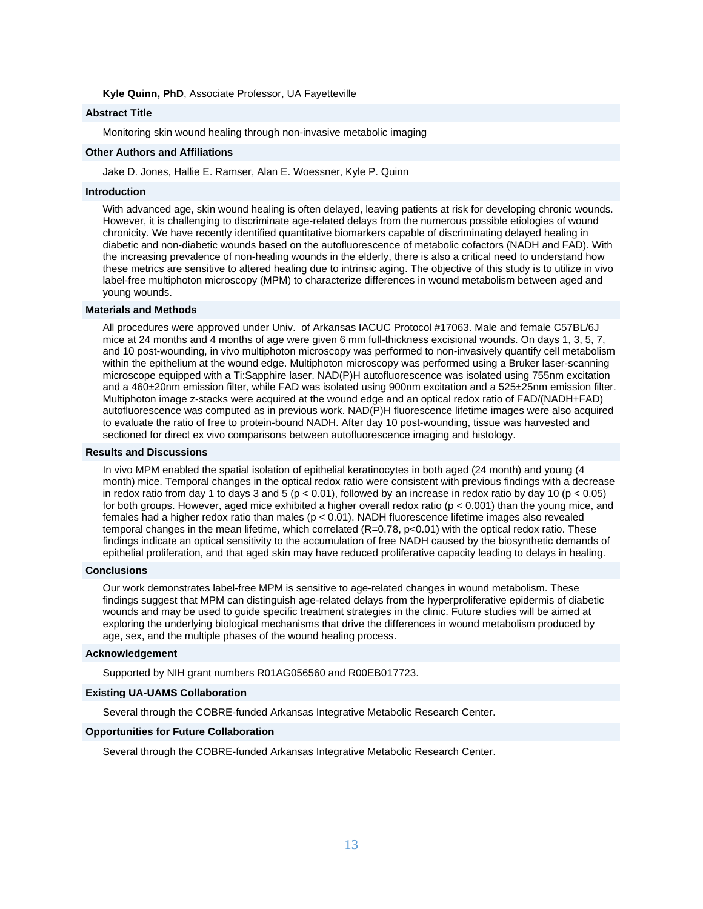**Kyle Quinn, PhD**, Associate Professor, UA Fayetteville

### Abstract Title

Monitoring skin wound healing through non-invasive metabolic imaging

### Other Authors and Affiliations

Jake D. Jones, Hallie E. Ramser, Alan E. Woessner, Kyle P. Quinn

### Introduction

With advanced age, skin wound healing is often delayed, leaving patients at risk for developing chronic wounds. However, it is challenging to discriminate age-related delays from the numerous possible etiologies of wound chronicity. We have recently identified quantitative biomarkers capable of discriminating delayed healing in diabetic and non-diabetic wounds based on the autofluorescence of metabolic cofactors (NADH and FAD). With the increasing prevalence of non-healing wounds in the elderly, there is also a critical need to understand how these metrics are sensitive to altered healing due to intrinsic aging. The objective of this study is to utilize in vivo label-free multiphoton microscopy (MPM) to characterize differences in wound metabolism between aged and young wounds.

### Materials and Methods

All procedures were approved under Univ. of Arkansas IACUC Protocol #17063. Male and female C57BL/6J mice at 24 months and 4 months of age were given 6 mm full-thickness excisional wounds. On days 1, 3, 5, 7, and 10 post-wounding, in vivo multiphoton microscopy was performed to non-invasively quantify cell metabolism within the epithelium at the wound edge. Multiphoton microscopy was performed using a Bruker laser-scanning microscope equipped with a Ti:Sapphire laser. NAD(P)H autofluorescence was isolated using 755nm excitation and a 460±20nm emission filter, while FAD was isolated using 900nm excitation and a 525±25nm emission filter. Multiphoton image z-stacks were acquired at the wound edge and an optical redox ratio of FAD/(NADH+FAD) autofluorescence was computed as in previous work. NAD(P)H fluorescence lifetime images were also acquired to evaluate the ratio of free to protein-bound NADH. After day 10 post-wounding, tissue was harvested and sectioned for direct ex vivo comparisons between autofluorescence imaging and histology.

### Results and Discussions

In vivo MPM enabled the spatial isolation of epithelial keratinocytes in both aged (24 month) and young (4 month) mice. Temporal changes in the optical redox ratio were consistent with previous findings with a decrease in redox ratio from day 1 to days 3 and 5 ($p < 0.01$), followed by an increase in redox ratio by day 10 ($p < 0.05$) for both groups. However, aged mice exhibited a higher overall redox ratio ($p < 0.001$) than the young mice, and females had a higher redox ratio than males ($p < 0.01$). NADH fluorescence lifetime images also revealed temporal changes in the mean lifetime, which correlated ($R=0.78$, $p<0.01$) with the optical redox ratio. These findings indicate an optical sensitivity to the accumulation of free NADH caused by the biosynthetic demands of epithelial proliferation, and that aged skin may have reduced proliferative capacity leading to delays in healing.

### Conclusions

Our work demonstrates label-free MPM is sensitive to age-related changes in wound metabolism. These findings suggest that MPM can distinguish age-related delays from the hyperproliferative epidermis of diabetic wounds and may be used to guide specific treatment strategies in the clinic. Future studies will be aimed at exploring the underlying biological mechanisms that drive the differences in wound metabolism produced by age, sex, and the multiple phases of the wound healing process.

### Acknowledgement

Supported by NIH grant numbers R01AG056560 and R00EB017723.

### Existing UA-UAMS Collaboration

Several through the COBRE-funded Arkansas Integrative Metabolic Research Center.

### Opportunities for Future Collaboration

Several through the COBRE-funded Arkansas Integrative Metabolic Research Center.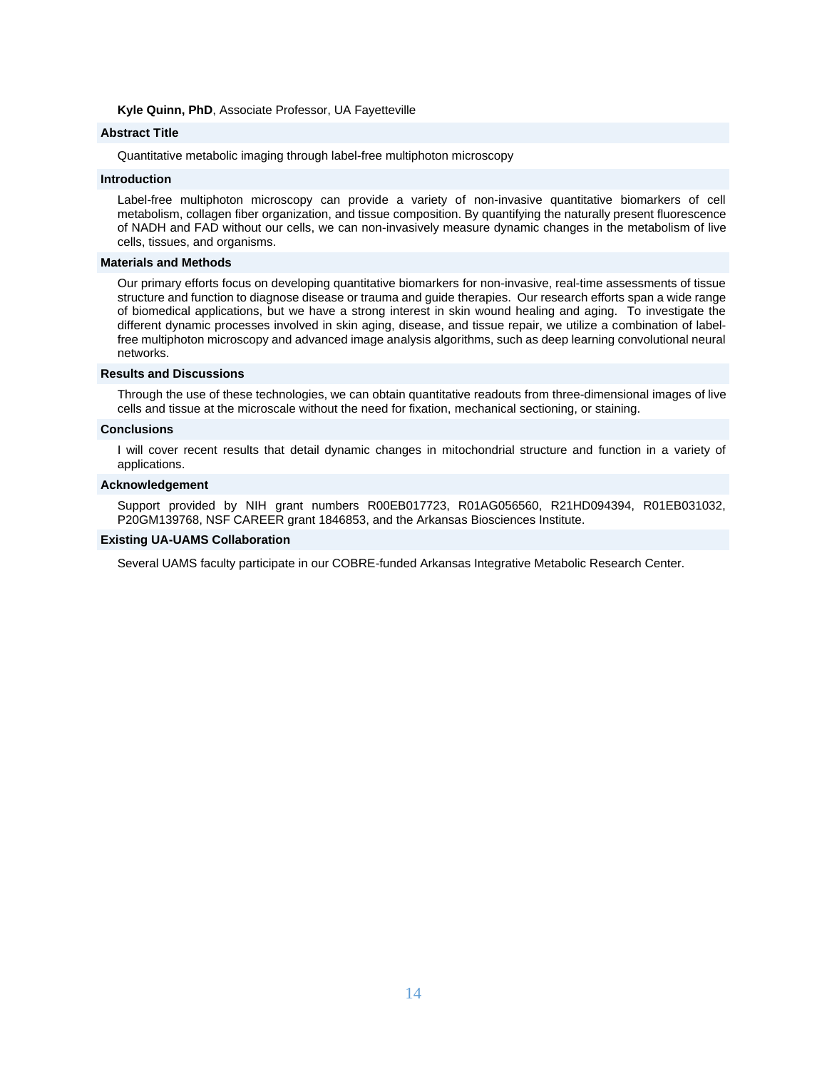**Kyle Quinn, PhD**, Associate Professor, UA Fayetteville

### Abstract Title

Quantitative metabolic imaging through label-free multiphoton microscopy

### Introduction

Label-free multiphoton microscopy can provide a variety of non-invasive quantitative biomarkers of cell metabolism, collagen fiber organization, and tissue composition. By quantifying the naturally present fluorescence of NADH and FAD without our cells, we can non-invasively measure dynamic changes in the metabolism of live cells, tissues, and organisms.

### Materials and Methods

Our primary efforts focus on developing quantitative biomarkers for non-invasive, real-time assessments of tissue structure and function to diagnose disease or trauma and guide therapies. Our research efforts span a wide range of biomedical applications, but we have a strong interest in skin wound healing and aging. To investigate the different dynamic processes involved in skin aging, disease, and tissue repair, we utilize a combination of label-free multiphoton microscopy and advanced image analysis algorithms, such as deep learning convolutional neural networks.

### Results and Discussions

Through the use of these technologies, we can obtain quantitative readouts from three-dimensional images of live cells and tissue at the microscale without the need for fixation, mechanical sectioning, or staining.

### Conclusions

I will cover recent results that detail dynamic changes in mitochondrial structure and function in a variety of applications.

### Acknowledgement

Support provided by NIH grant numbers R00EB017723, R01AG056560, R21HD094394, R01EB031032, P20GM139768, NSF CAREER grant 1846853, and the Arkansas Biosciences Institute.

### Existing UA-UAMS Collaboration

Several UAMS faculty participate in our COBRE-funded Arkansas Integrative Metabolic Research Center.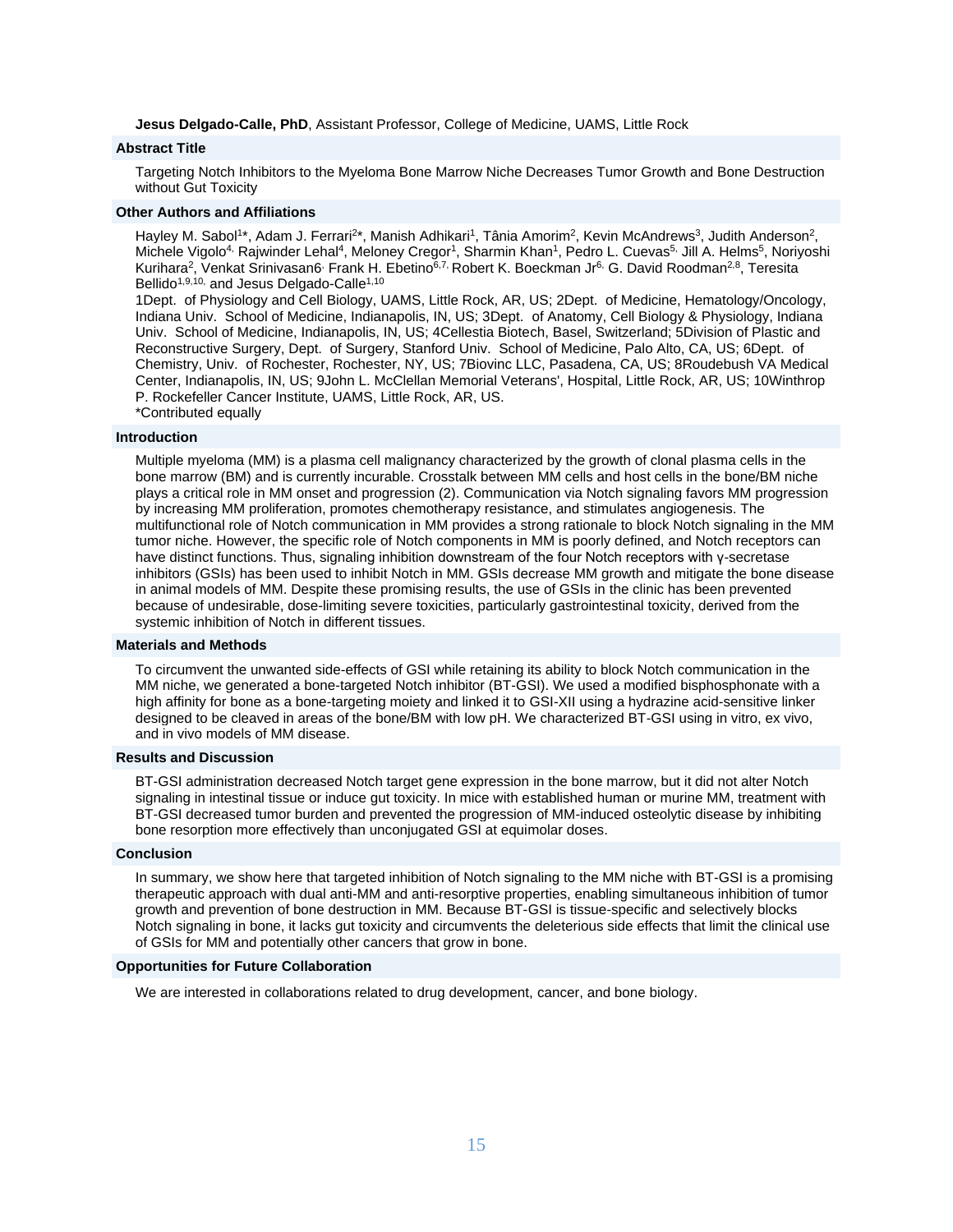**Jesus Delgado-Calle, PhD**, Assistant Professor, College of Medicine, UAMS, Little Rock

### Abstract Title

Targeting Notch Inhibitors to the Myeloma Bone Marrow Niche Decreases Tumor Growth and Bone Destruction without Gut Toxicity

### Other Authors and Affiliations

Hayley M. Sabol[1]*, Adam J. Ferrari[2]*, Manish Adhikari[1], Tânia Amorim[2], Kevin McAndrews[3], Judith Anderson[2], Michele Vigolo[4,] Rajwinder Lehal[4], Meloney Cregor[1], Sharmin Khan[1], Pedro L. Cuevas[5,] Jill A. Helms[5], Noriyoshi Kurihara[2], Venkat Srinivasan6, Frank H. Ebetino[6,7,] Robert K. Boeckman Jr[6,] G. David Roodman[2,8], Teresita Bellido[1,9,10,] and Jesus Delgado-Calle[1,10]

1Dept. of Physiology and Cell Biology, UAMS, Little Rock, AR, US; 2Dept. of Medicine, Hematology/Oncology, Indiana Univ. School of Medicine, Indianapolis, IN, US; 3Dept. of Anatomy, Cell Biology & Physiology, Indiana Univ. School of Medicine, Indianapolis, IN, US; 4Cellestia Biotech, Basel, Switzerland; 5Division of Plastic and Reconstructive Surgery, Dept. of Surgery, Stanford Univ. School of Medicine, Palo Alto, CA, US; 6Dept. of Chemistry, Univ. of Rochester, Rochester, NY, US; 7Biovinc LLC, Pasadena, CA, US; 8Roudebush VA Medical Center, Indianapolis, IN, US; 9John L. McClellan Memorial Veterans', Hospital, Little Rock, AR, US; 10Winthrop P. Rockefeller Cancer Institute, UAMS, Little Rock, AR, US.

*Contributed equally

### Introduction

Multiple myeloma (MM) is a plasma cell malignancy characterized by the growth of clonal plasma cells in the bone marrow (BM) and is currently incurable. Crosstalk between MM cells and host cells in the bone/BM niche plays a critical role in MM onset and progression (2). Communication via Notch signaling favors MM progression by increasing MM proliferation, promotes chemotherapy resistance, and stimulates angiogenesis. The multifunctional role of Notch communication in MM provides a strong rationale to block Notch signaling in the MM tumor niche. However, the specific role of Notch components in MM is poorly defined, and Notch receptors can have distinct functions. Thus, signaling inhibition downstream of the four Notch receptors with γ-secretase inhibitors (GSIs) has been used to inhibit Notch in MM. GSIs decrease MM growth and mitigate the bone disease in animal models of MM. Despite these promising results, the use of GSIs in the clinic has been prevented because of undesirable, dose-limiting severe toxicities, particularly gastrointestinal toxicity, derived from the systemic inhibition of Notch in different tissues.

### Materials and Methods

To circumvent the unwanted side-effects of GSI while retaining its ability to block Notch communication in the MM niche, we generated a bone-targeted Notch inhibitor (BT-GSI). We used a modified bisphosphonate with a high affinity for bone as a bone-targeting moiety and linked it to GSI-XII using a hydrazine acid-sensitive linker designed to be cleaved in areas of the bone/BM with low pH. We characterized BT-GSI using in vitro, ex vivo, and in vivo models of MM disease.

### Results and Discussion

BT-GSI administration decreased Notch target gene expression in the bone marrow, but it did not alter Notch signaling in intestinal tissue or induce gut toxicity. In mice with established human or murine MM, treatment with BT-GSI decreased tumor burden and prevented the progression of MM-induced osteolytic disease by inhibiting bone resorption more effectively than unconjugated GSI at equimolar doses.

### Conclusion

In summary, we show here that targeted inhibition of Notch signaling to the MM niche with BT-GSI is a promising therapeutic approach with dual anti-MM and anti-resorptive properties, enabling simultaneous inhibition of tumor growth and prevention of bone destruction in MM. Because BT-GSI is tissue-specific and selectively blocks Notch signaling in bone, it lacks gut toxicity and circumvents the deleterious side effects that limit the clinical use of GSIs for MM and potentially other cancers that grow in bone.

### Opportunities for Future Collaboration

We are interested in collaborations related to drug development, cancer, and bone biology.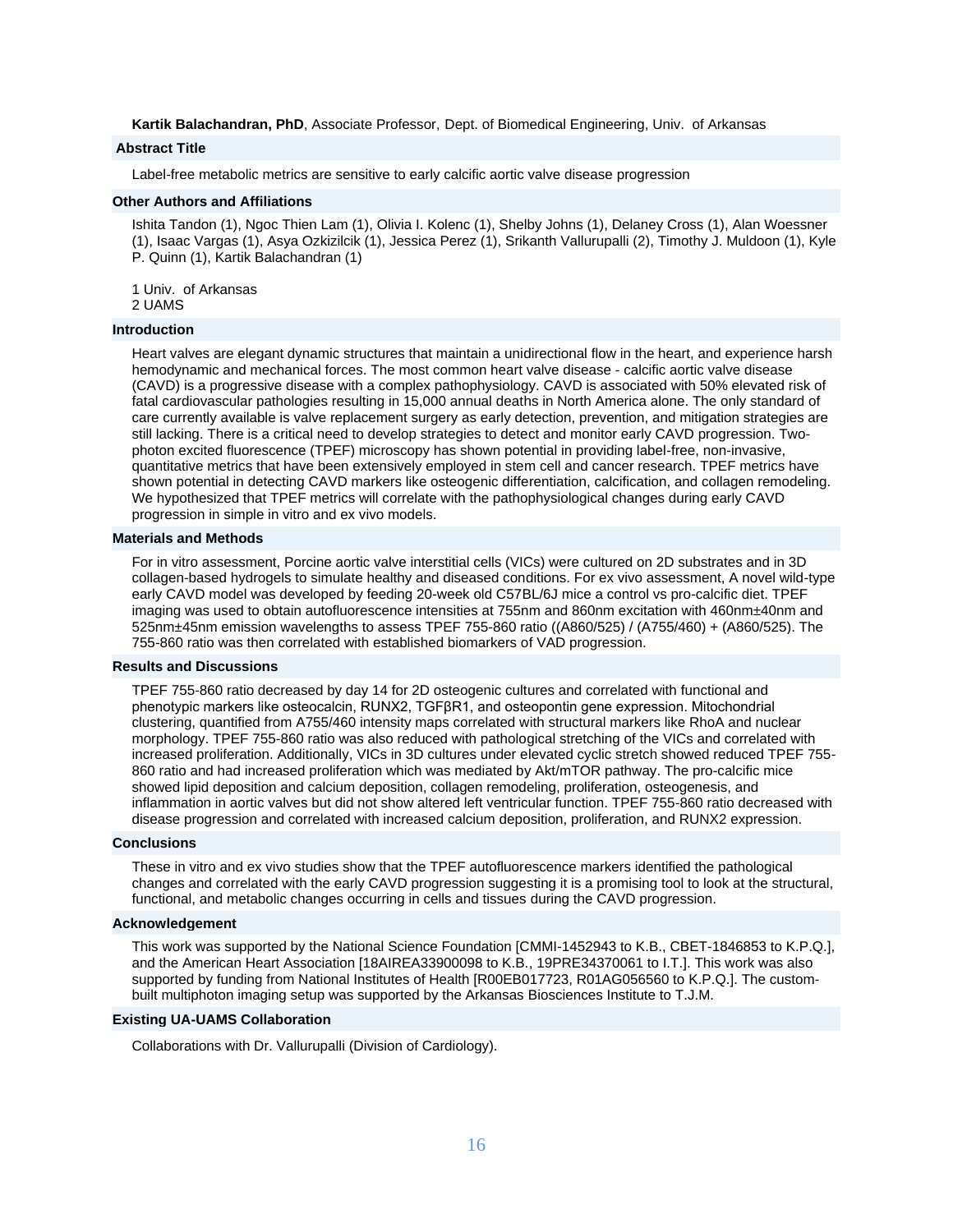**Kartik Balachandran, PhD**, Associate Professor, Dept. of Biomedical Engineering, Univ. of Arkansas

### Abstract Title

Label-free metabolic metrics are sensitive to early calcific aortic valve disease progression

### Other Authors and Affiliations

Ishita Tandon (1), Ngoc Thien Lam (1), Olivia I. Kolenc (1), Shelby Johns (1), Delaney Cross (1), Alan Woessner (1), Isaac Vargas (1), Asya Ozkizilcik (1), Jessica Perez (1), Srikanth Vallurupalli (2), Timothy J. Muldoon (1), Kyle P. Quinn (1), Kartik Balachandran (1)

1 Univ. of Arkansas
2 UAMS

### Introduction

Heart valves are elegant dynamic structures that maintain a unidirectional flow in the heart, and experience harsh hemodynamic and mechanical forces. The most common heart valve disease - calcific aortic valve disease (CAVD) is a progressive disease with a complex pathophysiology. CAVD is associated with 50% elevated risk of fatal cardiovascular pathologies resulting in 15,000 annual deaths in North America alone. The only standard of care currently available is valve replacement surgery as early detection, prevention, and mitigation strategies are still lacking. There is a critical need to develop strategies to detect and monitor early CAVD progression. Two-photon excited fluorescence (TPEF) microscopy has shown potential in providing label-free, non-invasive, quantitative metrics that have been extensively employed in stem cell and cancer research. TPEF metrics have shown potential in detecting CAVD markers like osteogenic differentiation, calcification, and collagen remodeling. We hypothesized that TPEF metrics will correlate with the pathophysiological changes during early CAVD progression in simple in vitro and ex vivo models.

### Materials and Methods

For in vitro assessment, Porcine aortic valve interstitial cells (VICs) were cultured on 2D substrates and in 3D collagen-based hydrogels to simulate healthy and diseased conditions. For ex vivo assessment, A novel wild-type early CAVD model was developed by feeding 20-week old C57BL/6J mice a control vs pro-calcific diet. TPEF imaging was used to obtain autofluorescence intensities at 755nm and 860nm excitation with 460nm±40nm and 525nm±45nm emission wavelengths to assess TPEF 755-860 ratio ((A860/525) / (A755/460) + (A860/525). The 755-860 ratio was then correlated with established biomarkers of VAD progression.

### Results and Discussions

TPEF 755-860 ratio decreased by day 14 for 2D osteogenic cultures and correlated with functional and phenotypic markers like osteocalcin, RUNX2, TGFβR1, and osteopontin gene expression. Mitochondrial clustering, quantified from A755/460 intensity maps correlated with structural markers like RhoA and nuclear morphology. TPEF 755-860 ratio was also reduced with pathological stretching of the VICs and correlated with increased proliferation. Additionally, VICs in 3D cultures under elevated cyclic stretch showed reduced TPEF 755-860 ratio and had increased proliferation which was mediated by Akt/mTOR pathway. The pro-calcific mice showed lipid deposition and calcium deposition, collagen remodeling, proliferation, osteogenesis, and inflammation in aortic valves but did not show altered left ventricular function. TPEF 755-860 ratio decreased with disease progression and correlated with increased calcium deposition, proliferation, and RUNX2 expression.

### Conclusions

These in vitro and ex vivo studies show that the TPEF autofluorescence markers identified the pathological changes and correlated with the early CAVD progression suggesting it is a promising tool to look at the structural, functional, and metabolic changes occurring in cells and tissues during the CAVD progression.

### Acknowledgement

This work was supported by the National Science Foundation [CMMI-1452943 to K.B., CBET-1846853 to K.P.Q.], and the American Heart Association [18AIREA33900098 to K.B., 19PRE34370061 to I.T.]. This work was also supported by funding from National Institutes of Health [R00EB017723, R01AG056560 to K.P.Q.]. The custom-built multiphoton imaging setup was supported by the Arkansas Biosciences Institute to T.J.M.

### Existing UA-UAMS Collaboration

Collaborations with Dr. Vallurupalli (Division of Cardiology).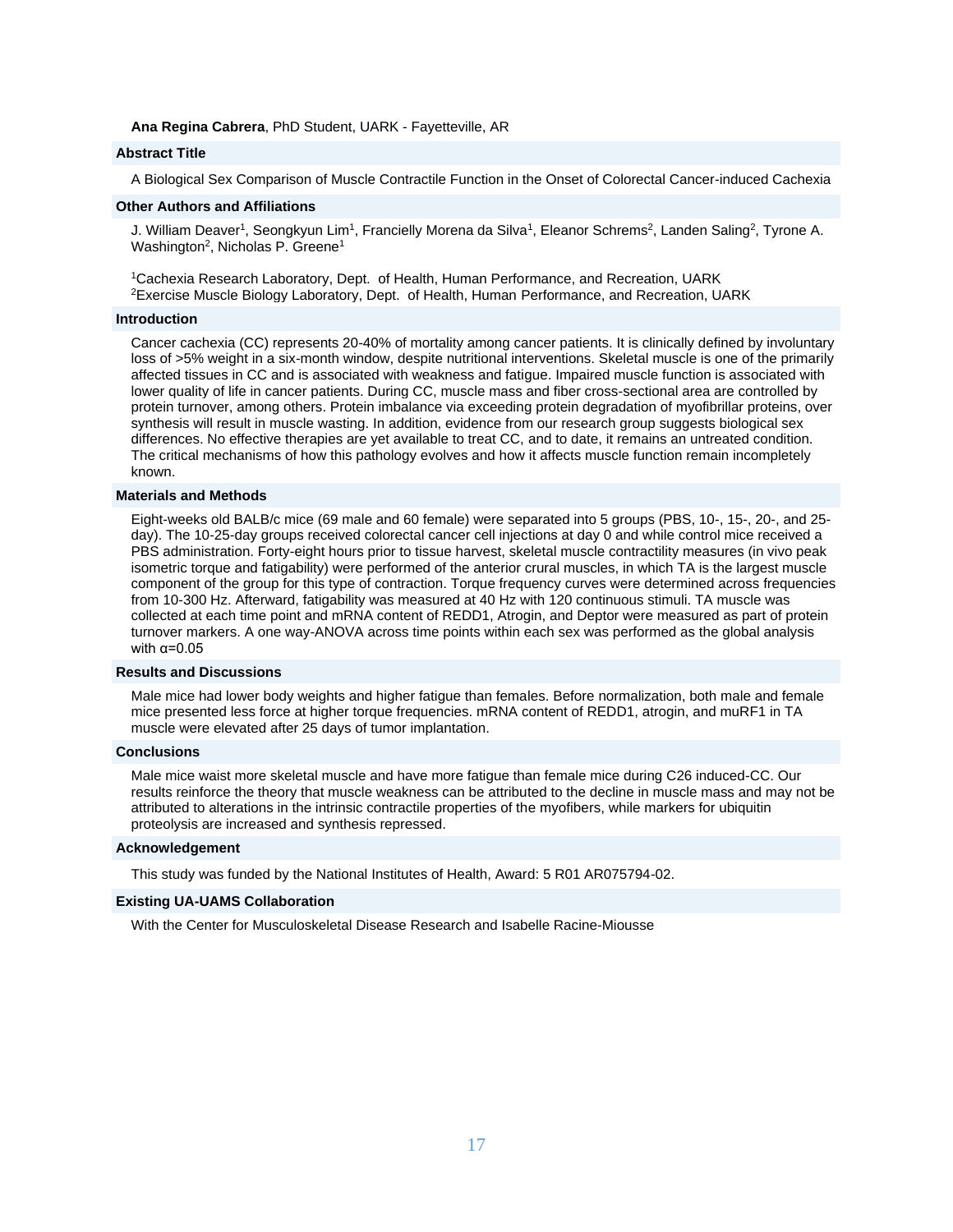**Ana Regina Cabrera**, PhD Student, UARK - Fayetteville, AR

## Abstract Title

A Biological Sex Comparison of Muscle Contractile Function in the Onset of Colorectal Cancer-induced Cachexia

## Other Authors and Affiliations

J. William Deaver[1], Seongkyun Lim[1], Francielly Morena da Silva[1], Eleanor Schrems[2], Landen Saling[2], Tyrone A. Washington[2], Nicholas P. Greene[1]

[1]Cachexia Research Laboratory, Dept. of Health, Human Performance, and Recreation, UARK
[2]Exercise Muscle Biology Laboratory, Dept. of Health, Human Performance, and Recreation, UARK

## Introduction

Cancer cachexia (CC) represents 20-40% of mortality among cancer patients. It is clinically defined by involuntary loss of >5% weight in a six-month window, despite nutritional interventions. Skeletal muscle is one of the primarily affected tissues in CC and is associated with weakness and fatigue. Impaired muscle function is associated with lower quality of life in cancer patients. During CC, muscle mass and fiber cross-sectional area are controlled by protein turnover, among others. Protein imbalance via exceeding protein degradation of myofibrillar proteins, over synthesis will result in muscle wasting. In addition, evidence from our research group suggests biological sex differences. No effective therapies are yet available to treat CC, and to date, it remains an untreated condition. The critical mechanisms of how this pathology evolves and how it affects muscle function remain incompletely known.

## Materials and Methods

Eight-weeks old BALB/c mice (69 male and 60 female) were separated into 5 groups (PBS, 10-, 15-, 20-, and 25-day). The 10-25-day groups received colorectal cancer cell injections at day 0 and while control mice received a PBS administration. Forty-eight hours prior to tissue harvest, skeletal muscle contractility measures (in vivo peak isometric torque and fatigability) were performed of the anterior crural muscles, in which TA is the largest muscle component of the group for this type of contraction. Torque frequency curves were determined across frequencies from 10-300 Hz. Afterward, fatigability was measured at 40 Hz with 120 continuous stimuli. TA muscle was collected at each time point and mRNA content of REDD1, Atrogin, and Deptor were measured as part of protein turnover markers. A one way-ANOVA across time points within each sex was performed as the global analysis with $\alpha$=0.05

## Results and Discussions

Male mice had lower body weights and higher fatigue than females. Before normalization, both male and female mice presented less force at higher torque frequencies. mRNA content of REDD1, atrogin, and muRF1 in TA muscle were elevated after 25 days of tumor implantation.

## Conclusions

Male mice waist more skeletal muscle and have more fatigue than female mice during C26 induced-CC. Our results reinforce the theory that muscle weakness can be attributed to the decline in muscle mass and may not be attributed to alterations in the intrinsic contractile properties of the myofibers, while markers for ubiquitin proteolysis are increased and synthesis repressed.

## Acknowledgement

This study was funded by the National Institutes of Health, Award: 5 R01 AR075794-02.

## Existing UA-UAMS Collaboration

With the Center for Musculoskeletal Disease Research and Isabelle Racine-Miousse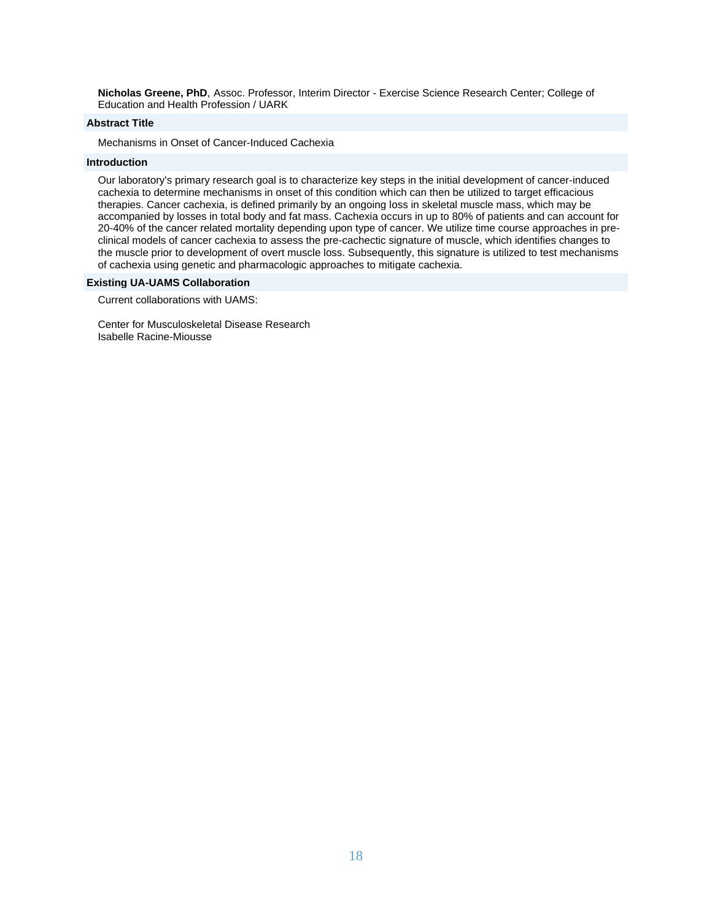**Nicholas Greene, PhD**, Assoc. Professor, Interim Director - Exercise Science Research Center; College of Education and Health Profession / UARK

### Abstract Title

Mechanisms in Onset of Cancer-Induced Cachexia

### Introduction

Our laboratory's primary research goal is to characterize key steps in the initial development of cancer-induced cachexia to determine mechanisms in onset of this condition which can then be utilized to target efficacious therapies. Cancer cachexia, is defined primarily by an ongoing loss in skeletal muscle mass, which may be accompanied by losses in total body and fat mass. Cachexia occurs in up to 80% of patients and can account for 20-40% of the cancer related mortality depending upon type of cancer. We utilize time course approaches in pre-clinical models of cancer cachexia to assess the pre-cachectic signature of muscle, which identifies changes to the muscle prior to development of overt muscle loss. Subsequently, this signature is utilized to test mechanisms of cachexia using genetic and pharmacologic approaches to mitigate cachexia.

### Existing UA-UAMS Collaboration

Current collaborations with UAMS:

Center for Musculoskeletal Disease Research
Isabelle Racine-Miousse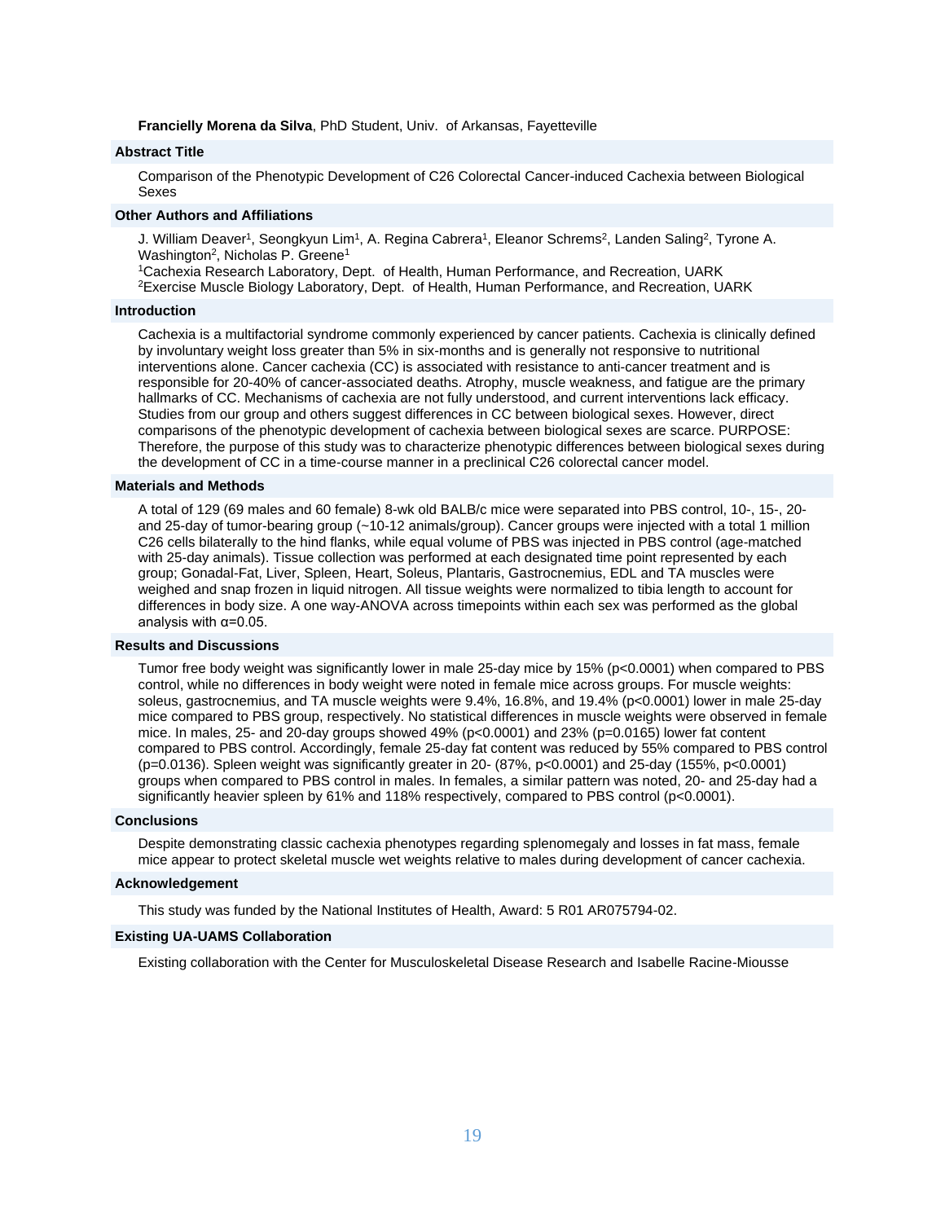**Francielly Morena da Silva**, PhD Student, Univ. of Arkansas, Fayetteville

### Abstract Title

Comparison of the Phenotypic Development of C26 Colorectal Cancer-induced Cachexia between Biological Sexes

### Other Authors and Affiliations

J. William Deaver[1], Seongkyun Lim[1], A. Regina Cabrera[1], Eleanor Schrems[2], Landen Saling[2], Tyrone A. Washington[2], Nicholas P. Greene[1]

[1]Cachexia Research Laboratory, Dept. of Health, Human Performance, and Recreation, UARK

[2]Exercise Muscle Biology Laboratory, Dept. of Health, Human Performance, and Recreation, UARK

### Introduction

Cachexia is a multifactorial syndrome commonly experienced by cancer patients. Cachexia is clinically defined by involuntary weight loss greater than 5% in six-months and is generally not responsive to nutritional interventions alone. Cancer cachexia (CC) is associated with resistance to anti-cancer treatment and is responsible for 20-40% of cancer-associated deaths. Atrophy, muscle weakness, and fatigue are the primary hallmarks of CC. Mechanisms of cachexia are not fully understood, and current interventions lack efficacy. Studies from our group and others suggest differences in CC between biological sexes. However, direct comparisons of the phenotypic development of cachexia between biological sexes are scarce. PURPOSE: Therefore, the purpose of this study was to characterize phenotypic differences between biological sexes during the development of CC in a time-course manner in a preclinical C26 colorectal cancer model.

### Materials and Methods

A total of 129 (69 males and 60 female) 8-wk old BALB/c mice were separated into PBS control, 10-, 15-, 20- and 25-day of tumor-bearing group (~10-12 animals/group). Cancer groups were injected with a total 1 million C26 cells bilaterally to the hind flanks, while equal volume of PBS was injected in PBS control (age-matched with 25-day animals). Tissue collection was performed at each designated time point represented by each group; Gonadal-Fat, Liver, Spleen, Heart, Soleus, Plantaris, Gastrocnemius, EDL and TA muscles were weighed and snap frozen in liquid nitrogen. All tissue weights were normalized to tibia length to account for differences in body size. A one way-ANOVA across timepoints within each sex was performed as the global analysis with $\alpha=0.05$.

### Results and Discussions

Tumor free body weight was significantly lower in male 25-day mice by 15% ($p<0.0001$) when compared to PBS control, while no differences in body weight were noted in female mice across groups. For muscle weights: soleus, gastrocnemius, and TA muscle weights were 9.4%, 16.8%, and 19.4% ($p<0.0001$) lower in male 25-day mice compared to PBS group, respectively. No statistical differences in muscle weights were observed in female mice. In males, 25- and 20-day groups showed 49% ($p<0.0001$) and 23% ($p=0.0165$) lower fat content compared to PBS control. Accordingly, female 25-day fat content was reduced by 55% compared to PBS control ($p=0.0136$). Spleen weight was significantly greater in 20- (87%, $p<0.0001$) and 25-day (155%, $p<0.0001$) groups when compared to PBS control in males. In females, a similar pattern was noted, 20- and 25-day had a significantly heavier spleen by 61% and 118% respectively, compared to PBS control ($p<0.0001$).

### Conclusions

Despite demonstrating classic cachexia phenotypes regarding splenomegaly and losses in fat mass, female mice appear to protect skeletal muscle wet weights relative to males during development of cancer cachexia.

### Acknowledgement

This study was funded by the National Institutes of Health, Award: 5 R01 AR075794-02.

### Existing UA-UAMS Collaboration

Existing collaboration with the Center for Musculoskeletal Disease Research and Isabelle Racine-Miousse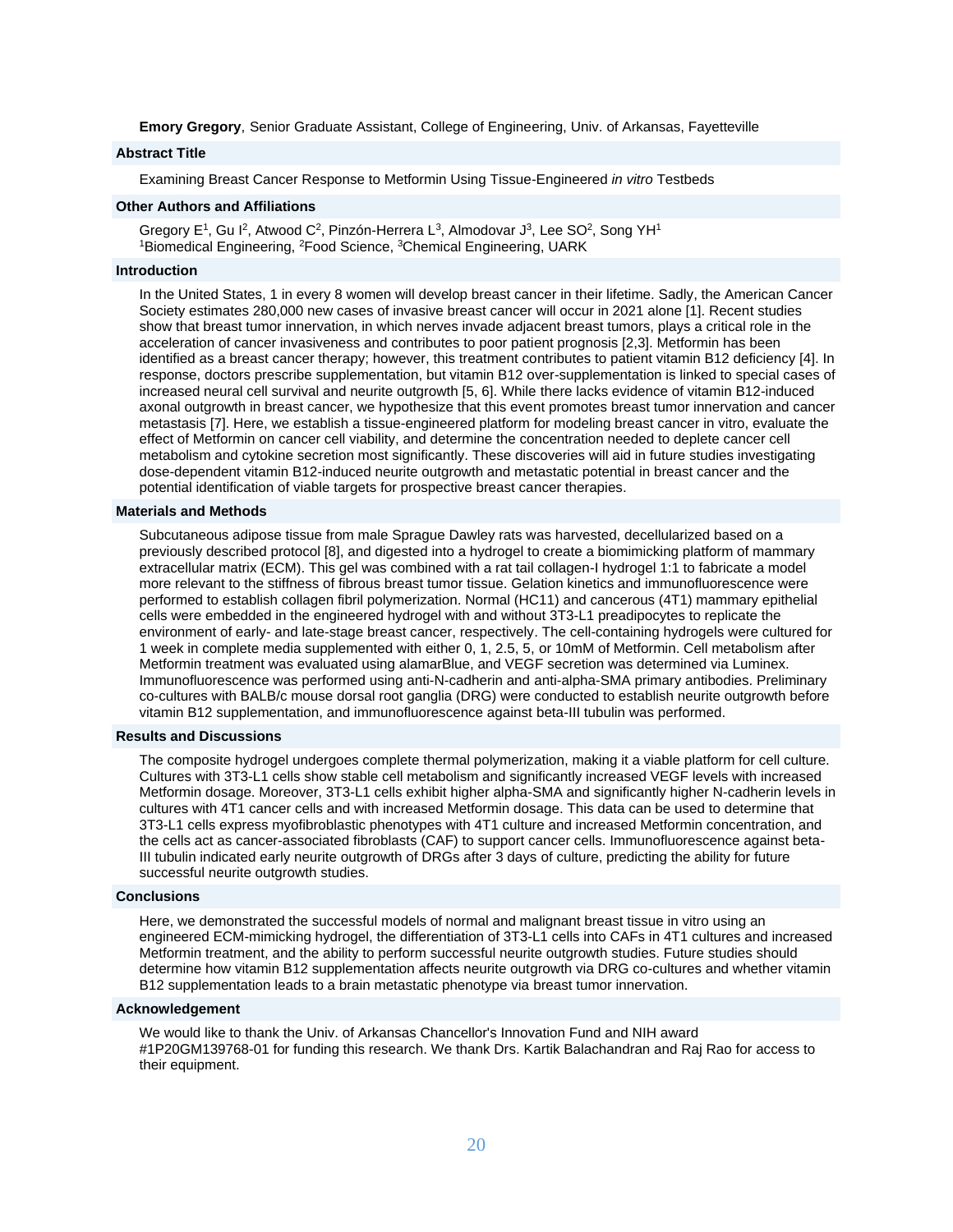**Emory Gregory**, Senior Graduate Assistant, College of Engineering, Univ. of Arkansas, Fayetteville

## Abstract Title

Examining Breast Cancer Response to Metformin Using Tissue-Engineered *in vitro* Testbeds

## Other Authors and Affiliations

Gregory E[1], Gu I[2], Atwood C[2], Pinzón-Herrera L[3], Almodovar J[3], Lee SO[2], Song YH[1]
[1]Biomedical Engineering, [2]Food Science, [3]Chemical Engineering, UARK

## Introduction

In the United States, 1 in every 8 women will develop breast cancer in their lifetime. Sadly, the American Cancer Society estimates 280,000 new cases of invasive breast cancer will occur in 2021 alone [1]. Recent studies show that breast tumor innervation, in which nerves invade adjacent breast tumors, plays a critical role in the acceleration of cancer invasiveness and contributes to poor patient prognosis [2,3]. Metformin has been identified as a breast cancer therapy; however, this treatment contributes to patient vitamin B12 deficiency [4]. In response, doctors prescribe supplementation, but vitamin B12 over-supplementation is linked to special cases of increased neural cell survival and neurite outgrowth [5, 6]. While there lacks evidence of vitamin B12-induced axonal outgrowth in breast cancer, we hypothesize that this event promotes breast tumor innervation and cancer metastasis [7]. Here, we establish a tissue-engineered platform for modeling breast cancer in vitro, evaluate the effect of Metformin on cancer cell viability, and determine the concentration needed to deplete cancer cell metabolism and cytokine secretion most significantly. These discoveries will aid in future studies investigating dose-dependent vitamin B12-induced neurite outgrowth and metastatic potential in breast cancer and the potential identification of viable targets for prospective breast cancer therapies.

## Materials and Methods

Subcutaneous adipose tissue from male Sprague Dawley rats was harvested, decellularized based on a previously described protocol [8], and digested into a hydrogel to create a biomimicking platform of mammary extracellular matrix (ECM). This gel was combined with a rat tail collagen-I hydrogel 1:1 to fabricate a model more relevant to the stiffness of fibrous breast tumor tissue. Gelation kinetics and immunofluorescence were performed to establish collagen fibril polymerization. Normal (HC11) and cancerous (4T1) mammary epithelial cells were embedded in the engineered hydrogel with and without 3T3-L1 preadipocytes to replicate the environment of early- and late-stage breast cancer, respectively. The cell-containing hydrogels were cultured for 1 week in complete media supplemented with either 0, 1, 2.5, 5, or 10mM of Metformin. Cell metabolism after Metformin treatment was evaluated using alamarBlue, and VEGF secretion was determined via Luminex. Immunofluorescence was performed using anti-N-cadherin and anti-alpha-SMA primary antibodies. Preliminary co-cultures with BALB/c mouse dorsal root ganglia (DRG) were conducted to establish neurite outgrowth before vitamin B12 supplementation, and immunofluorescence against beta-III tubulin was performed.

## Results and Discussions

The composite hydrogel undergoes complete thermal polymerization, making it a viable platform for cell culture. Cultures with 3T3-L1 cells show stable cell metabolism and significantly increased VEGF levels with increased Metformin dosage. Moreover, 3T3-L1 cells exhibit higher alpha-SMA and significantly higher N-cadherin levels in cultures with 4T1 cancer cells and with increased Metformin dosage. This data can be used to determine that 3T3-L1 cells express myofibroblastic phenotypes with 4T1 culture and increased Metformin concentration, and the cells act as cancer-associated fibroblasts (CAF) to support cancer cells. Immunofluorescence against beta-III tubulin indicated early neurite outgrowth of DRGs after 3 days of culture, predicting the ability for future successful neurite outgrowth studies.

## Conclusions

Here, we demonstrated the successful models of normal and malignant breast tissue in vitro using an engineered ECM-mimicking hydrogel, the differentiation of 3T3-L1 cells into CAFs in 4T1 cultures and increased Metformin treatment, and the ability to perform successful neurite outgrowth studies. Future studies should determine how vitamin B12 supplementation affects neurite outgrowth via DRG co-cultures and whether vitamin B12 supplementation leads to a brain metastatic phenotype via breast tumor innervation.

## Acknowledgement

We would like to thank the Univ. of Arkansas Chancellor's Innovation Fund and NIH award #1P20GM139768-01 for funding this research. We thank Drs. Kartik Balachandran and Raj Rao for access to their equipment.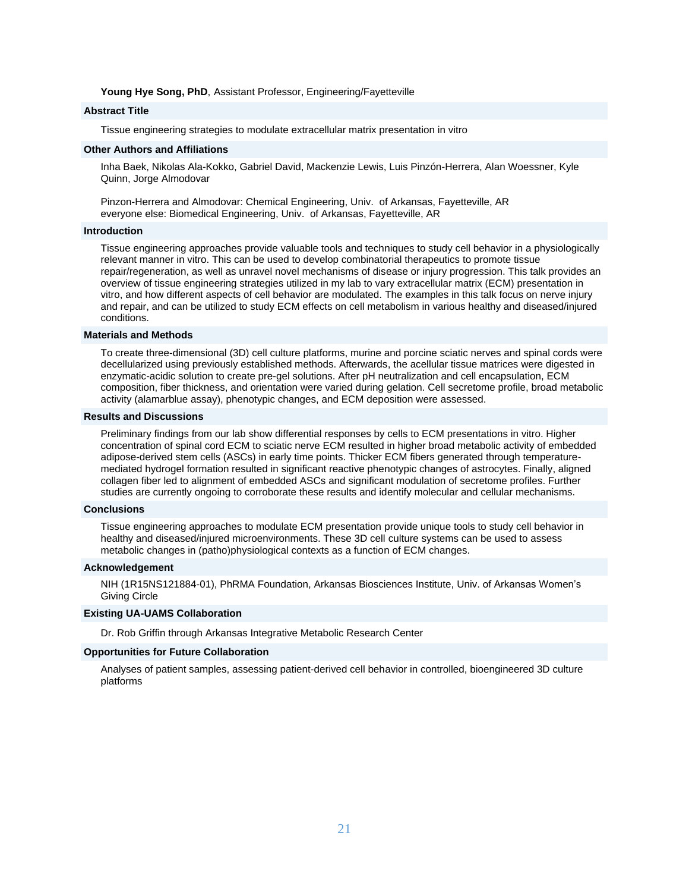**Young Hye Song, PhD**, Assistant Professor, Engineering/Fayetteville

### Abstract Title

Tissue engineering strategies to modulate extracellular matrix presentation in vitro

### Other Authors and Affiliations

Inha Baek, Nikolas Ala-Kokko, Gabriel David, Mackenzie Lewis, Luis Pinzón-Herrera, Alan Woessner, Kyle Quinn, Jorge Almodovar

Pinzon-Herrera and Almodovar: Chemical Engineering, Univ. of Arkansas, Fayetteville, AR
everyone else: Biomedical Engineering, Univ. of Arkansas, Fayetteville, AR

### Introduction

Tissue engineering approaches provide valuable tools and techniques to study cell behavior in a physiologically relevant manner in vitro. This can be used to develop combinatorial therapeutics to promote tissue repair/regeneration, as well as unravel novel mechanisms of disease or injury progression. This talk provides an overview of tissue engineering strategies utilized in my lab to vary extracellular matrix (ECM) presentation in vitro, and how different aspects of cell behavior are modulated. The examples in this talk focus on nerve injury and repair, and can be utilized to study ECM effects on cell metabolism in various healthy and diseased/injured conditions.

### Materials and Methods

To create three-dimensional (3D) cell culture platforms, murine and porcine sciatic nerves and spinal cords were decellularized using previously established methods. Afterwards, the acellular tissue matrices were digested in enzymatic-acidic solution to create pre-gel solutions. After pH neutralization and cell encapsulation, ECM composition, fiber thickness, and orientation were varied during gelation. Cell secretome profile, broad metabolic activity (alamarblue assay), phenotypic changes, and ECM deposition were assessed.

### Results and Discussions

Preliminary findings from our lab show differential responses by cells to ECM presentations in vitro. Higher concentration of spinal cord ECM to sciatic nerve ECM resulted in higher broad metabolic activity of embedded adipose-derived stem cells (ASCs) in early time points. Thicker ECM fibers generated through temperature-mediated hydrogel formation resulted in significant reactive phenotypic changes of astrocytes. Finally, aligned collagen fiber led to alignment of embedded ASCs and significant modulation of secretome profiles. Further studies are currently ongoing to corroborate these results and identify molecular and cellular mechanisms.

### Conclusions

Tissue engineering approaches to modulate ECM presentation provide unique tools to study cell behavior in healthy and diseased/injured microenvironments. These 3D cell culture systems can be used to assess metabolic changes in (patho)physiological contexts as a function of ECM changes.

### Acknowledgement

NIH (1R15NS121884-01), PhRMA Foundation, Arkansas Biosciences Institute, Univ. of Arkansas Women's Giving Circle

### Existing UA-UAMS Collaboration

Dr. Rob Griffin through Arkansas Integrative Metabolic Research Center

### Opportunities for Future Collaboration

Analyses of patient samples, assessing patient-derived cell behavior in controlled, bioengineered 3D culture platforms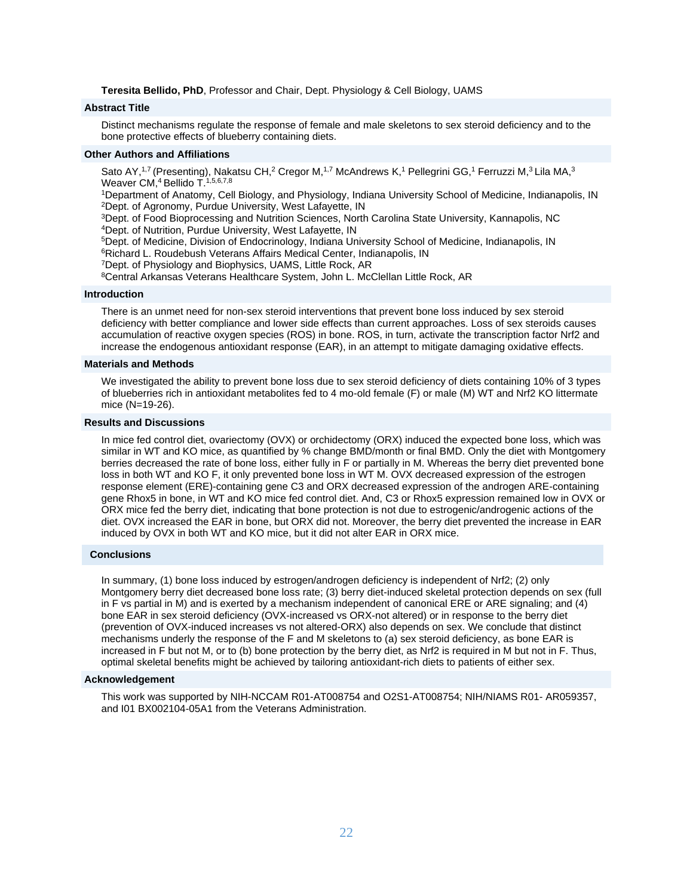**Teresita Bellido, PhD**, Professor and Chair, Dept. Physiology & Cell Biology, UAMS

## Abstract Title

Distinct mechanisms regulate the response of female and male skeletons to sex steroid deficiency and to the bone protective effects of blueberry containing diets.

## Other Authors and Affiliations

Sato AY,[1,7] (Presenting), Nakatsu CH,[2] Cregor M,[1,7] McAndrews K,[1] Pellegrini GG,[1] Ferruzzi M,[3] Lila MA,[3] Weaver CM,[4] Bellido T.[1,5,6,7,8]

[1]Department of Anatomy, Cell Biology, and Physiology, Indiana University School of Medicine, Indianapolis, IN
[2]Dept. of Agronomy, Purdue University, West Lafayette, IN
[3]Dept. of Food Bioprocessing and Nutrition Sciences, North Carolina State University, Kannapolis, NC
[4]Dept. of Nutrition, Purdue University, West Lafayette, IN
[5]Dept. of Medicine, Division of Endocrinology, Indiana University School of Medicine, Indianapolis, IN
[6]Richard L. Roudebush Veterans Affairs Medical Center, Indianapolis, IN
[7]Dept. of Physiology and Biophysics, UAMS, Little Rock, AR
[8]Central Arkansas Veterans Healthcare System, John L. McClellan Little Rock, AR

## Introduction

There is an unmet need for non-sex steroid interventions that prevent bone loss induced by sex steroid deficiency with better compliance and lower side effects than current approaches. Loss of sex steroids causes accumulation of reactive oxygen species (ROS) in bone. ROS, in turn, activate the transcription factor Nrf2 and increase the endogenous antioxidant response (EAR), in an attempt to mitigate damaging oxidative effects.

## Materials and Methods

We investigated the ability to prevent bone loss due to sex steroid deficiency of diets containing 10% of 3 types of blueberries rich in antioxidant metabolites fed to 4 mo-old female (F) or male (M) WT and Nrf2 KO littermate mice (N=19-26).

## Results and Discussions

In mice fed control diet, ovariectomy (OVX) or orchidectomy (ORX) induced the expected bone loss, which was similar in WT and KO mice, as quantified by % change BMD/month or final BMD. Only the diet with Montgomery berries decreased the rate of bone loss, either fully in F or partially in M. Whereas the berry diet prevented bone loss in both WT and KO F, it only prevented bone loss in WT M. OVX decreased expression of the estrogen response element (ERE)-containing gene C3 and ORX decreased expression of the androgen ARE-containing gene Rhox5 in bone, in WT and KO mice fed control diet. And, C3 or Rhox5 expression remained low in OVX or ORX mice fed the berry diet, indicating that bone protection is not due to estrogenic/androgenic actions of the diet. OVX increased the EAR in bone, but ORX did not. Moreover, the berry diet prevented the increase in EAR induced by OVX in both WT and KO mice, but it did not alter EAR in ORX mice.

## Conclusions

In summary, (1) bone loss induced by estrogen/androgen deficiency is independent of Nrf2; (2) only Montgomery berry diet decreased bone loss rate; (3) berry diet-induced skeletal protection depends on sex (full in F vs partial in M) and is exerted by a mechanism independent of canonical ERE or ARE signaling; and (4) bone EAR in sex steroid deficiency (OVX-increased vs ORX-not altered) or in response to the berry diet (prevention of OVX-induced increases vs not altered-ORX) also depends on sex. We conclude that distinct mechanisms underly the response of the F and M skeletons to (a) sex steroid deficiency, as bone EAR is increased in F but not M, or to (b) bone protection by the berry diet, as Nrf2 is required in M but not in F. Thus, optimal skeletal benefits might be achieved by tailoring antioxidant-rich diets to patients of either sex.

## Acknowledgement

This work was supported by NIH-NCCAM R01-AT008754 and O2S1-AT008754; NIH/NIAMS R01- AR059357, and I01 BX002104-05A1 from the Veterans Administration.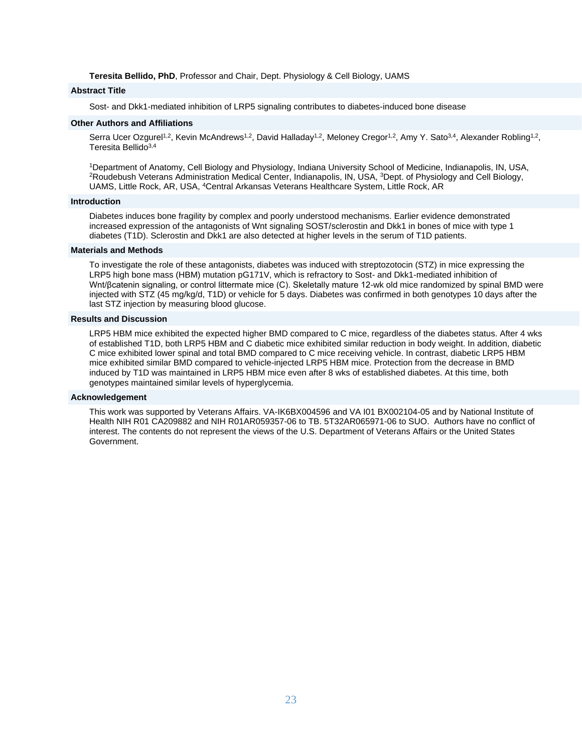**Teresita Bellido, PhD**, Professor and Chair, Dept. Physiology & Cell Biology, UAMS

### Abstract Title

Sost- and Dkk1-mediated inhibition of LRP5 signaling contributes to diabetes-induced bone disease

### Other Authors and Affiliations

Serra Ucer Ozgurel[1,2], Kevin McAndrews[1,2], David Halladay[1,2], Meloney Cregor[1,2], Amy Y. Sato[3,4], Alexander Robling[1,2], Teresita Bellido[3,4]

[1]Department of Anatomy, Cell Biology and Physiology, Indiana University School of Medicine, Indianapolis, IN, USA, [2]Roudebush Veterans Administration Medical Center, Indianapolis, IN, USA, [3]Dept. of Physiology and Cell Biology, UAMS, Little Rock, AR, USA, [4]Central Arkansas Veterans Healthcare System, Little Rock, AR

### Introduction

Diabetes induces bone fragility by complex and poorly understood mechanisms. Earlier evidence demonstrated increased expression of the antagonists of Wnt signaling SOST/sclerostin and Dkk1 in bones of mice with type 1 diabetes (T1D). Sclerostin and Dkk1 are also detected at higher levels in the serum of T1D patients.

### Materials and Methods

To investigate the role of these antagonists, diabetes was induced with streptozotocin (STZ) in mice expressing the LRP5 high bone mass (HBM) mutation pG171V, which is refractory to Sost- and Dkk1-mediated inhibition of Wnt/βcatenin signaling, or control littermate mice (C). Skeletally mature 12-wk old mice randomized by spinal BMD were injected with STZ (45 mg/kg/d, T1D) or vehicle for 5 days. Diabetes was confirmed in both genotypes 10 days after the last STZ injection by measuring blood glucose.

### Results and Discussion

LRP5 HBM mice exhibited the expected higher BMD compared to C mice, regardless of the diabetes status. After 4 wks of established T1D, both LRP5 HBM and C diabetic mice exhibited similar reduction in body weight. In addition, diabetic C mice exhibited lower spinal and total BMD compared to C mice receiving vehicle. In contrast, diabetic LRP5 HBM mice exhibited similar BMD compared to vehicle-injected LRP5 HBM mice. Protection from the decrease in BMD induced by T1D was maintained in LRP5 HBM mice even after 8 wks of established diabetes. At this time, both genotypes maintained similar levels of hyperglycemia.

### Acknowledgement

This work was supported by Veterans Affairs. VA-IK6BX004596 and VA I01 BX002104-05 and by National Institute of Health NIH R01 CA209882 and NIH R01AR059357-06 to TB. 5T32AR065971-06 to SUO. Authors have no conflict of interest. The contents do not represent the views of the U.S. Department of Veterans Affairs or the United States Government.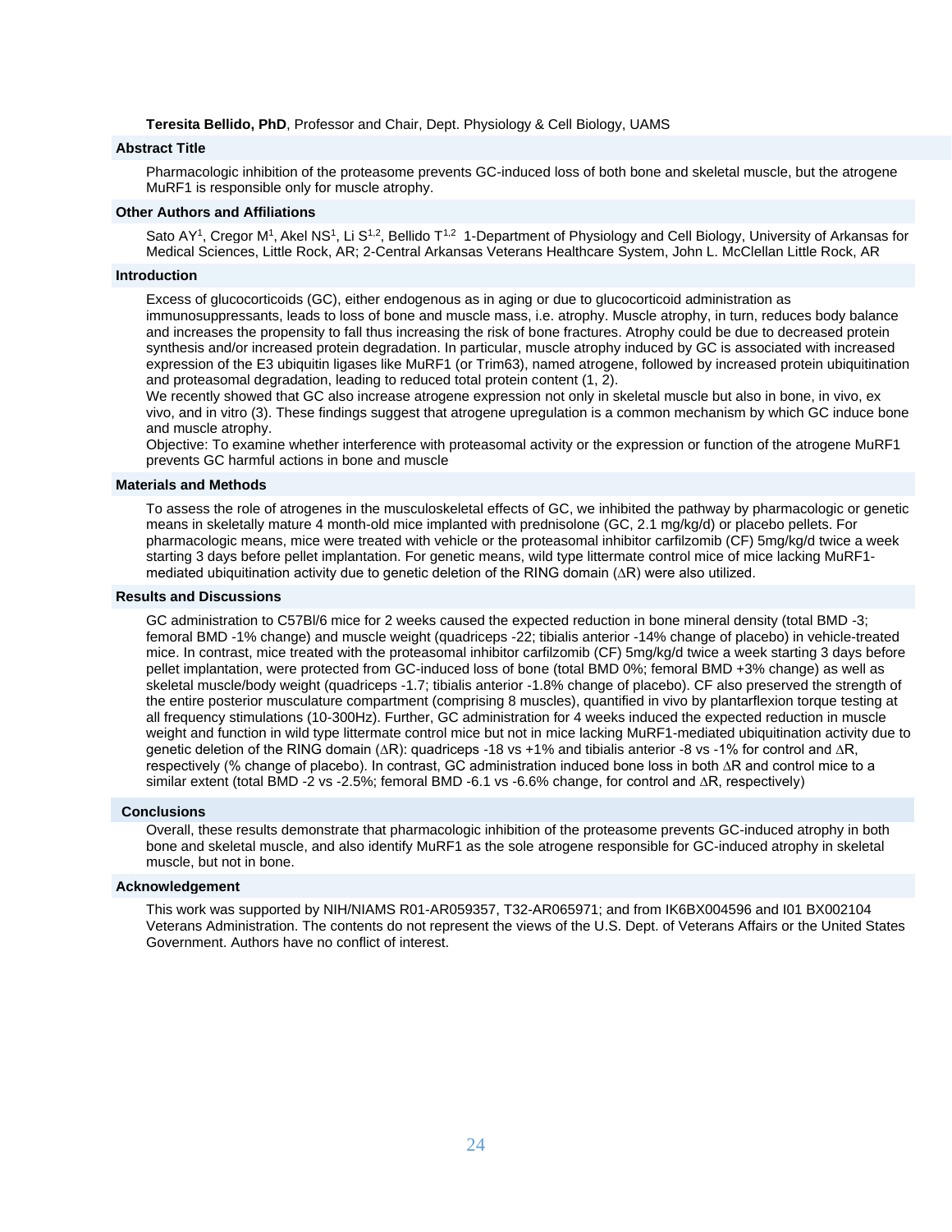**Teresita Bellido, PhD**, Professor and Chair, Dept. Physiology & Cell Biology, UAMS

### Abstract Title

Pharmacologic inhibition of the proteasome prevents GC-induced loss of both bone and skeletal muscle, but the atrogene MuRF1 is responsible only for muscle atrophy.

### Other Authors and Affiliations

Sato AY[1], Cregor M[1], Akel NS[1], Li S[1,2], Bellido T[1,2] 1-Department of Physiology and Cell Biology, University of Arkansas for Medical Sciences, Little Rock, AR; 2-Central Arkansas Veterans Healthcare System, John L. McClellan Little Rock, AR

### Introduction

Excess of glucocorticoids (GC), either endogenous as in aging or due to glucocorticoid administration as immunosuppressants, leads to loss of bone and muscle mass, i.e. atrophy. Muscle atrophy, in turn, reduces body balance and increases the propensity to fall thus increasing the risk of bone fractures. Atrophy could be due to decreased protein synthesis and/or increased protein degradation. In particular, muscle atrophy induced by GC is associated with increased expression of the E3 ubiquitin ligases like MuRF1 (or Trim63), named atrogene, followed by increased protein ubiquitination and proteasomal degradation, leading to reduced total protein content (1, 2).

We recently showed that GC also increase atrogene expression not only in skeletal muscle but also in bone, in vivo, ex vivo, and in vitro (3). These findings suggest that atrogene upregulation is a common mechanism by which GC induce bone and muscle atrophy.

Objective: To examine whether interference with proteasomal activity or the expression or function of the atrogene MuRF1 prevents GC harmful actions in bone and muscle

### Materials and Methods

To assess the role of atrogenes in the musculoskeletal effects of GC, we inhibited the pathway by pharmacologic or genetic means in skeletally mature 4 month-old mice implanted with prednisolone (GC, 2.1 mg/kg/d) or placebo pellets. For pharmacologic means, mice were treated with vehicle or the proteasomal inhibitor carfilzomib (CF) 5mg/kg/d twice a week starting 3 days before pellet implantation. For genetic means, wild type littermate control mice of mice lacking MuRF1-mediated ubiquitination activity due to genetic deletion of the RING domain (ΔR) were also utilized.

### Results and Discussions

GC administration to C57Bl/6 mice for 2 weeks caused the expected reduction in bone mineral density (total BMD -3; femoral BMD -1% change) and muscle weight (quadriceps -22; tibialis anterior -14% change of placebo) in vehicle-treated mice. In contrast, mice treated with the proteasomal inhibitor carfilzomib (CF) 5mg/kg/d twice a week starting 3 days before pellet implantation, were protected from GC-induced loss of bone (total BMD 0%; femoral BMD +3% change) as well as skeletal muscle/body weight (quadriceps -1.7; tibialis anterior -1.8% change of placebo). CF also preserved the strength of the entire posterior musculature compartment (comprising 8 muscles), quantified in vivo by plantarflexion torque testing at all frequency stimulations (10-300Hz). Further, GC administration for 4 weeks induced the expected reduction in muscle weight and function in wild type littermate control mice but not in mice lacking MuRF1-mediated ubiquitination activity due to genetic deletion of the RING domain (ΔR): quadriceps -18 vs +1% and tibialis anterior -8 vs -1% for control and ΔR, respectively (% change of placebo). In contrast, GC administration induced bone loss in both ΔR and control mice to a similar extent (total BMD -2 vs -2.5%; femoral BMD -6.1 vs -6.6% change, for control and ΔR, respectively)

### Conclusions

Overall, these results demonstrate that pharmacologic inhibition of the proteasome prevents GC-induced atrophy in both bone and skeletal muscle, and also identify MuRF1 as the sole atrogene responsible for GC-induced atrophy in skeletal muscle, but not in bone.

### Acknowledgement

This work was supported by NIH/NIAMS R01-AR059357, T32-AR065971; and from IK6BX004596 and I01 BX002104 Veterans Administration. The contents do not represent the views of the U.S. Dept. of Veterans Affairs or the United States Government. Authors have no conflict of interest.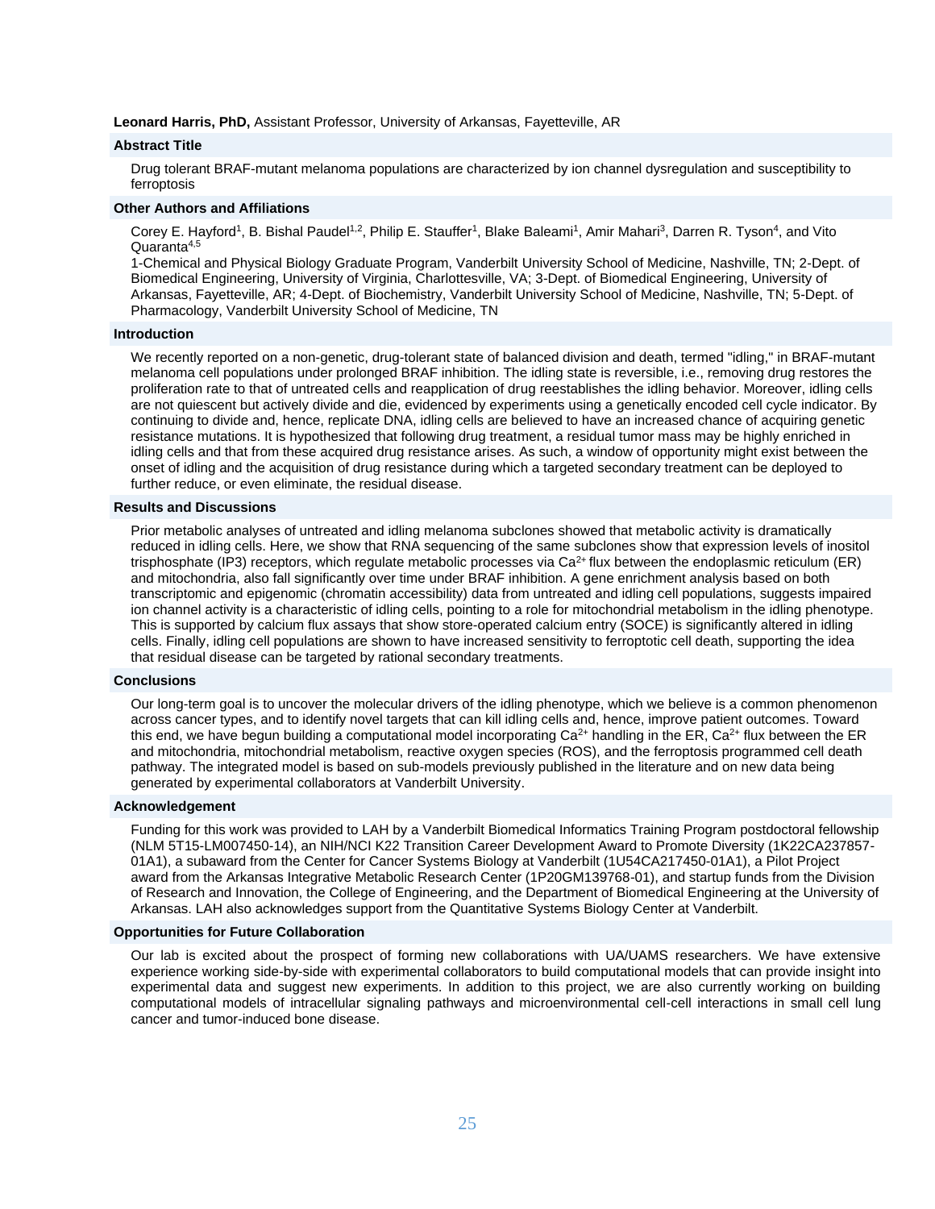**Leonard Harris, PhD,** Assistant Professor, University of Arkansas, Fayetteville, AR

### Abstract Title

Drug tolerant BRAF-mutant melanoma populations are characterized by ion channel dysregulation and susceptibility to ferroptosis

### Other Authors and Affiliations

Corey E. Hayford[1], B. Bishal Paudel[1,2], Philip E. Stauffer[1], Blake Baleami[1], Amir Mahari[3], Darren R. Tyson[4], and Vito Quaranta[4,5]

1-Chemical and Physical Biology Graduate Program, Vanderbilt University School of Medicine, Nashville, TN; 2-Dept. of Biomedical Engineering, University of Virginia, Charlottesville, VA; 3-Dept. of Biomedical Engineering, University of Arkansas, Fayetteville, AR; 4-Dept. of Biochemistry, Vanderbilt University School of Medicine, Nashville, TN; 5-Dept. of Pharmacology, Vanderbilt University School of Medicine, TN

### Introduction

We recently reported on a non-genetic, drug-tolerant state of balanced division and death, termed "idling," in BRAF-mutant melanoma cell populations under prolonged BRAF inhibition. The idling state is reversible, i.e., removing drug restores the proliferation rate to that of untreated cells and reapplication of drug reestablishes the idling behavior. Moreover, idling cells are not quiescent but actively divide and die, evidenced by experiments using a genetically encoded cell cycle indicator. By continuing to divide and, hence, replicate DNA, idling cells are believed to have an increased chance of acquiring genetic resistance mutations. It is hypothesized that following drug treatment, a residual tumor mass may be highly enriched in idling cells and that from these acquired drug resistance arises. As such, a window of opportunity might exist between the onset of idling and the acquisition of drug resistance during which a targeted secondary treatment can be deployed to further reduce, or even eliminate, the residual disease.

### Results and Discussions

Prior metabolic analyses of untreated and idling melanoma subclones showed that metabolic activity is dramatically reduced in idling cells. Here, we show that RNA sequencing of the same subclones show that expression levels of inositol trisphosphate (IP3) receptors, which regulate metabolic processes via $Ca^{2+}$ flux between the endoplasmic reticulum (ER) and mitochondria, also fall significantly over time under BRAF inhibition. A gene enrichment analysis based on both transcriptomic and epigenomic (chromatin accessibility) data from untreated and idling cell populations, suggests impaired ion channel activity is a characteristic of idling cells, pointing to a role for mitochondrial metabolism in the idling phenotype. This is supported by calcium flux assays that show store-operated calcium entry (SOCE) is significantly altered in idling cells. Finally, idling cell populations are shown to have increased sensitivity to ferroptotic cell death, supporting the idea that residual disease can be targeted by rational secondary treatments.

### Conclusions

Our long-term goal is to uncover the molecular drivers of the idling phenotype, which we believe is a common phenomenon across cancer types, and to identify novel targets that can kill idling cells and, hence, improve patient outcomes. Toward this end, we have begun building a computational model incorporating $Ca^{2+}$ handling in the ER, $Ca^{2+}$ flux between the ER and mitochondria, mitochondrial metabolism, reactive oxygen species (ROS), and the ferroptosis programmed cell death pathway. The integrated model is based on sub-models previously published in the literature and on new data being generated by experimental collaborators at Vanderbilt University.

### Acknowledgement

Funding for this work was provided to LAH by a Vanderbilt Biomedical Informatics Training Program postdoctoral fellowship (NLM 5T15-LM007450-14), an NIH/NCI K22 Transition Career Development Award to Promote Diversity (1K22CA237857-01A1), a subaward from the Center for Cancer Systems Biology at Vanderbilt (1U54CA217450-01A1), a Pilot Project award from the Arkansas Integrative Metabolic Research Center (1P20GM139768-01), and startup funds from the Division of Research and Innovation, the College of Engineering, and the Department of Biomedical Engineering at the University of Arkansas. LAH also acknowledges support from the Quantitative Systems Biology Center at Vanderbilt.

### Opportunities for Future Collaboration

Our lab is excited about the prospect of forming new collaborations with UA/UAMS researchers. We have extensive experience working side-by-side with experimental collaborators to build computational models that can provide insight into experimental data and suggest new experiments. In addition to this project, we are also currently working on building computational models of intracellular signaling pathways and microenvironmental cell-cell interactions in small cell lung cancer and tumor-induced bone disease.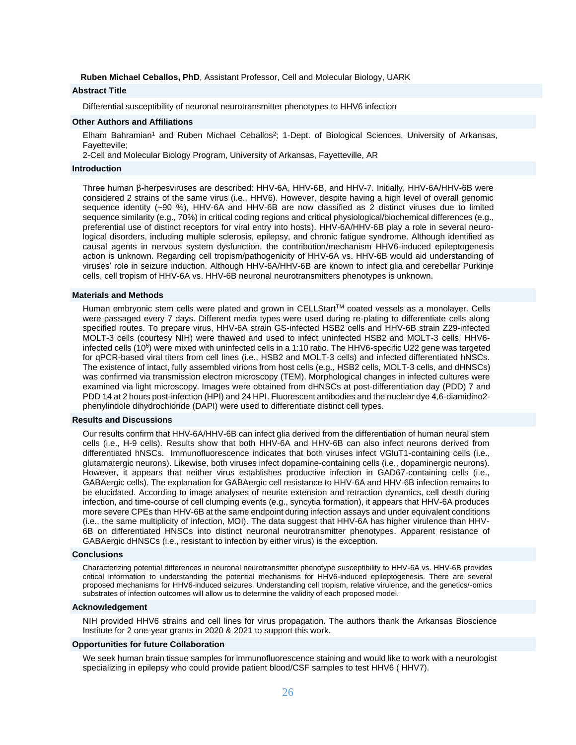**Ruben Michael Ceballos, PhD**, Assistant Professor, Cell and Molecular Biology, UARK

## Abstract Title

Differential susceptibility of neuronal neurotransmitter phenotypes to HHV6 infection

## Other Authors and Affiliations

Elham Bahramian[1] and Ruben Michael Ceballos[2]; 1-Dept. of Biological Sciences, University of Arkansas, Fayetteville;

2-Cell and Molecular Biology Program, University of Arkansas, Fayetteville, AR

## Introduction

Three human β-herpesviruses are described: HHV-6A, HHV-6B, and HHV-7. Initially, HHV-6A/HHV-6B were considered 2 strains of the same virus (i.e., HHV6). However, despite having a high level of overall genomic sequence identity (~90 %), HHV-6A and HHV-6B are now classified as 2 distinct viruses due to limited sequence similarity (e.g., 70%) in critical coding regions and critical physiological/biochemical differences (e.g., preferential use of distinct receptors for viral entry into hosts). HHV-6A/HHV-6B play a role in several neurological disorders, including multiple sclerosis, epilepsy, and chronic fatigue syndrome. Although identified as causal agents in nervous system dysfunction, the contribution/mechanism HHV6-induced epileptogenesis action is unknown. Regarding cell tropism/pathogenicity of HHV-6A vs. HHV-6B would aid understanding of viruses' role in seizure induction. Although HHV-6A/HHV-6B are known to infect glia and cerebellar Purkinje cells, cell tropism of HHV-6A vs. HHV-6B neuronal neurotransmitters phenotypes is unknown.

## Materials and Methods

Human embryonic stem cells were plated and grown in CELLStart™ coated vessels as a monolayer. Cells were passaged every 7 days. Different media types were used during re-plating to differentiate cells along specified routes. To prepare virus, HHV-6A strain GS-infected HSB2 cells and HHV-6B strain Z29-infected MOLT-3 cells (courtesy NIH) were thawed and used to infect uninfected HSB2 and MOLT-3 cells. HHV6-infected cells ($10^6$) were mixed with uninfected cells in a 1:10 ratio. The HHV6-specific U22 gene was targeted for qPCR-based viral titers from cell lines (i.e., HSB2 and MOLT-3 cells) and infected differentiated hNSCs. The existence of intact, fully assembled virions from host cells (e.g., HSB2 cells, MOLT-3 cells, and dHNSCs) was confirmed via transmission electron microscopy (TEM). Morphological changes in infected cultures were examined via light microscopy. Images were obtained from dHNSCs at post-differentiation day (PDD) 7 and PDD 14 at 2 hours post-infection (HPI) and 24 HPI. Fluorescent antibodies and the nuclear dye 4,6-diamidino2-phenylindole dihydrochloride (DAPI) were used to differentiate distinct cell types.

## Results and Discussions

Our results confirm that HHV-6A/HHV-6B can infect glia derived from the differentiation of human neural stem cells (i.e., H-9 cells). Results show that both HHV-6A and HHV-6B can also infect neurons derived from differentiated hNSCs. Immunofluorescence indicates that both viruses infect VGluT1-containing cells (i.e., glutamatergic neurons). Likewise, both viruses infect dopamine-containing cells (i.e., dopaminergic neurons). However, it appears that neither virus establishes productive infection in GAD67-containing cells (i.e., GABAergic cells). The explanation for GABAergic cell resistance to HHV-6A and HHV-6B infection remains to be elucidated. According to image analyses of neurite extension and retraction dynamics, cell death during infection, and time-course of cell clumping events (e.g., syncytia formation), it appears that HHV-6A produces more severe CPEs than HHV-6B at the same endpoint during infection assays and under equivalent conditions (i.e., the same multiplicity of infection, MOI). The data suggest that HHV-6A has higher virulence than HHV-6B on differentiated HNSCs into distinct neuronal neurotransmitter phenotypes. Apparent resistance of GABAergic dHNSCs (i.e., resistant to infection by either virus) is the exception.

## Conclusions

Characterizing potential differences in neuronal neurotransmitter phenotype susceptibility to HHV-6A vs. HHV-6B provides critical information to understanding the potential mechanisms for HHV6-induced epileptogenesis. There are several proposed mechanisms for HHV6-induced seizures. Understanding cell tropism, relative virulence, and the genetics/-omics substrates of infection outcomes will allow us to determine the validity of each proposed model.

## Acknowledgement

NIH provided HHV6 strains and cell lines for virus propagation. The authors thank the Arkansas Bioscience Institute for 2 one-year grants in 2020 & 2021 to support this work.

## Opportunities for future Collaboration

We seek human brain tissue samples for immunofluorescence staining and would like to work with a neurologist specializing in epilepsy who could provide patient blood/CSF samples to test HHV6 ( HHV7).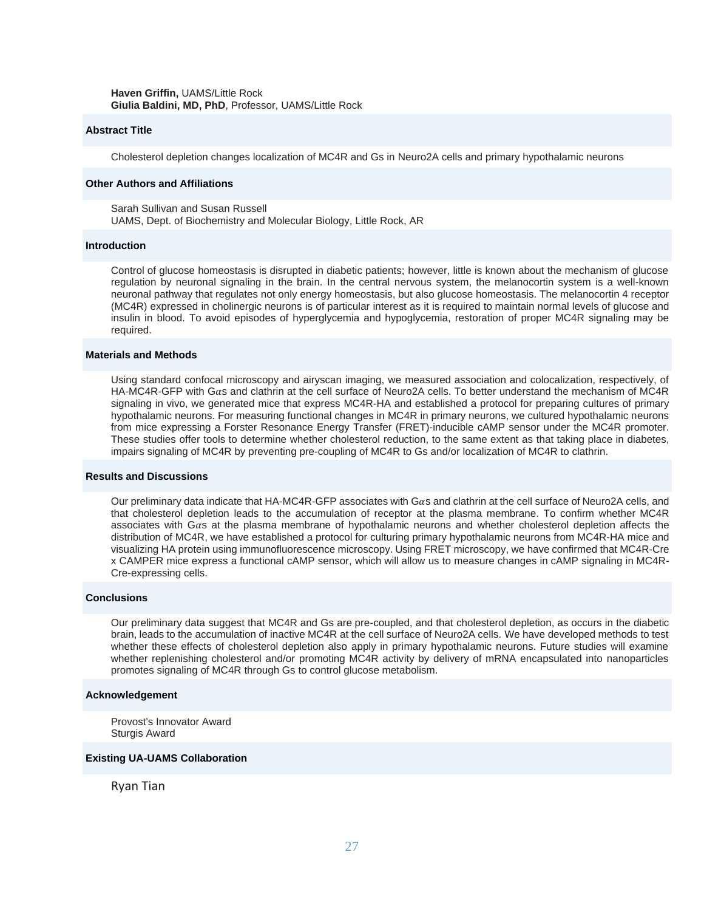**Haven Griffin,** UAMS/Little Rock
**Giulia Baldini, MD, PhD**, Professor, UAMS/Little Rock

### Abstract Title

Cholesterol depletion changes localization of MC4R and Gs in Neuro2A cells and primary hypothalamic neurons

### Other Authors and Affiliations

Sarah Sullivan and Susan Russell
UAMS, Dept. of Biochemistry and Molecular Biology, Little Rock, AR

### Introduction

Control of glucose homeostasis is disrupted in diabetic patients; however, little is known about the mechanism of glucose regulation by neuronal signaling in the brain. In the central nervous system, the melanocortin system is a well-known neuronal pathway that regulates not only energy homeostasis, but also glucose homeostasis. The melanocortin 4 receptor (MC4R) expressed in cholinergic neurons is of particular interest as it is required to maintain normal levels of glucose and insulin in blood. To avoid episodes of hyperglycemia and hypoglycemia, restoration of proper MC4R signaling may be required.

### Materials and Methods

Using standard confocal microscopy and airyscan imaging, we measured association and colocalization, respectively, of HA-MC4R-GFP with G$\alpha$s and clathrin at the cell surface of Neuro2A cells. To better understand the mechanism of MC4R signaling in vivo, we generated mice that express MC4R-HA and established a protocol for preparing cultures of primary hypothalamic neurons. For measuring functional changes in MC4R in primary neurons, we cultured hypothalamic neurons from mice expressing a Forster Resonance Energy Transfer (FRET)-inducible cAMP sensor under the MC4R promoter. These studies offer tools to determine whether cholesterol reduction, to the same extent as that taking place in diabetes, impairs signaling of MC4R by preventing pre-coupling of MC4R to Gs and/or localization of MC4R to clathrin.

### Results and Discussions

Our preliminary data indicate that HA-MC4R-GFP associates with G$\alpha$s and clathrin at the cell surface of Neuro2A cells, and that cholesterol depletion leads to the accumulation of receptor at the plasma membrane. To confirm whether MC4R associates with G$\alpha$s at the plasma membrane of hypothalamic neurons and whether cholesterol depletion affects the distribution of MC4R, we have established a protocol for culturing primary hypothalamic neurons from MC4R-HA mice and visualizing HA protein using immunofluorescence microscopy. Using FRET microscopy, we have confirmed that MC4R-Cre x CAMPER mice express a functional cAMP sensor, which will allow us to measure changes in cAMP signaling in MC4R-Cre-expressing cells.

### Conclusions

Our preliminary data suggest that MC4R and Gs are pre-coupled, and that cholesterol depletion, as occurs in the diabetic brain, leads to the accumulation of inactive MC4R at the cell surface of Neuro2A cells. We have developed methods to test whether these effects of cholesterol depletion also apply in primary hypothalamic neurons. Future studies will examine whether replenishing cholesterol and/or promoting MC4R activity by delivery of mRNA encapsulated into nanoparticles promotes signaling of MC4R through Gs to control glucose metabolism.

### Acknowledgement

Provost's Innovator Award
Sturgis Award

### Existing UA-UAMS Collaboration

Ryan Tian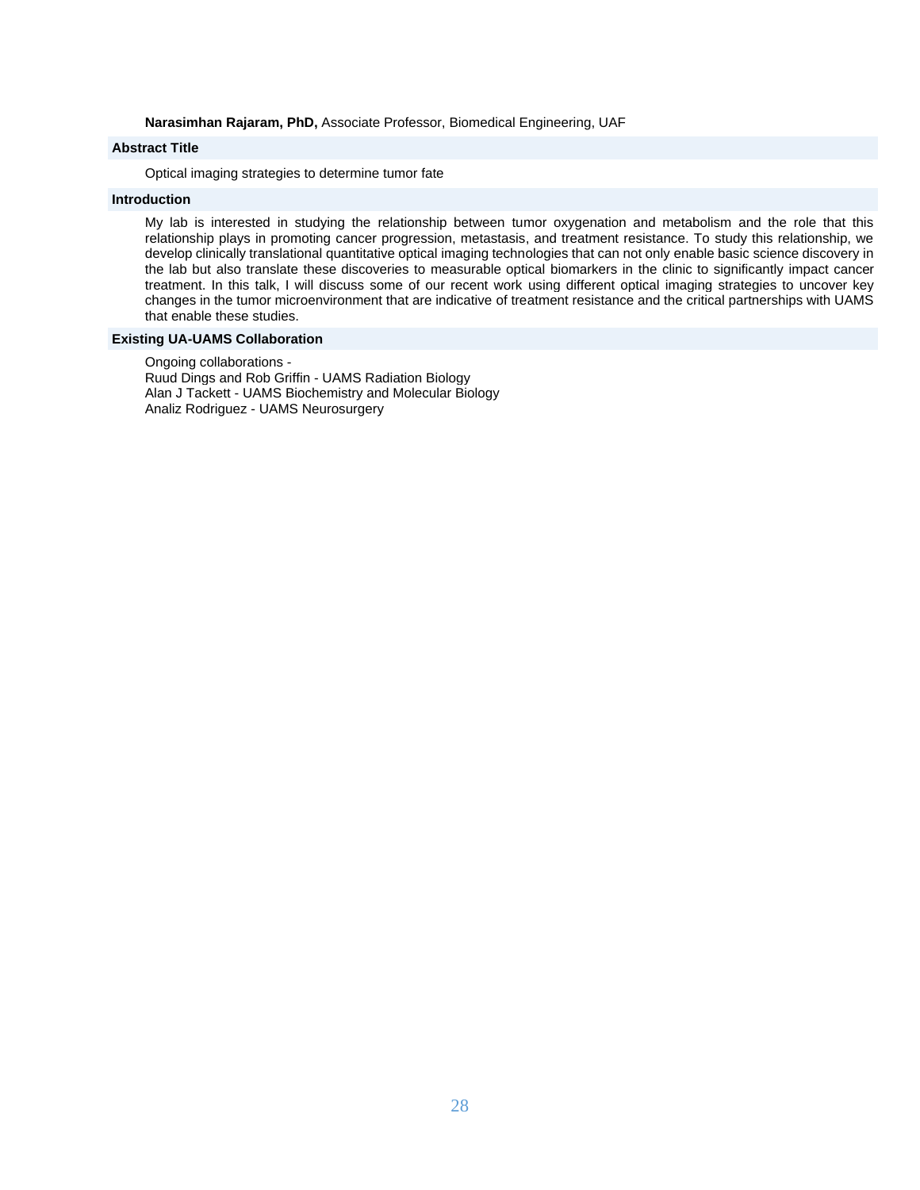**Narasimhan Rajaram, PhD,** Associate Professor, Biomedical Engineering, UAF

## Abstract Title

Optical imaging strategies to determine tumor fate

## Introduction

My lab is interested in studying the relationship between tumor oxygenation and metabolism and the role that this relationship plays in promoting cancer progression, metastasis, and treatment resistance. To study this relationship, we develop clinically translational quantitative optical imaging technologies that can not only enable basic science discovery in the lab but also translate these discoveries to measurable optical biomarkers in the clinic to significantly impact cancer treatment. In this talk, I will discuss some of our recent work using different optical imaging strategies to uncover key changes in the tumor microenvironment that are indicative of treatment resistance and the critical partnerships with UAMS that enable these studies.

## Existing UA-UAMS Collaboration

Ongoing collaborations -  
Ruud Dings and Rob Griffin - UAMS Radiation Biology  
Alan J Tackett - UAMS Biochemistry and Molecular Biology  
Analiz Rodriguez - UAMS Neurosurgery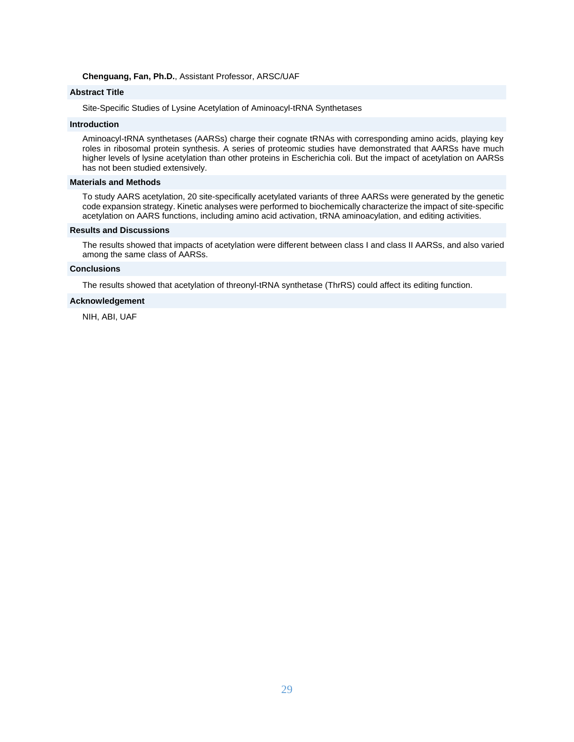**Chenguang, Fan, Ph.D.**, Assistant Professor, ARSC/UAF

### Abstract Title

Site-Specific Studies of Lysine Acetylation of Aminoacyl-tRNA Synthetases

### Introduction

Aminoacyl-tRNA synthetases (AARSs) charge their cognate tRNAs with corresponding amino acids, playing key roles in ribosomal protein synthesis. A series of proteomic studies have demonstrated that AARSs have much higher levels of lysine acetylation than other proteins in Escherichia coli. But the impact of acetylation on AARSs has not been studied extensively.

### Materials and Methods

To study AARS acetylation, 20 site-specifically acetylated variants of three AARSs were generated by the genetic code expansion strategy. Kinetic analyses were performed to biochemically characterize the impact of site-specific acetylation on AARS functions, including amino acid activation, tRNA aminoacylation, and editing activities.

### Results and Discussions

The results showed that impacts of acetylation were different between class I and class II AARSs, and also varied among the same class of AARSs.

### Conclusions

The results showed that acetylation of threonyl-tRNA synthetase (ThrRS) could affect its editing function.

### Acknowledgement

NIH, ABI, UAF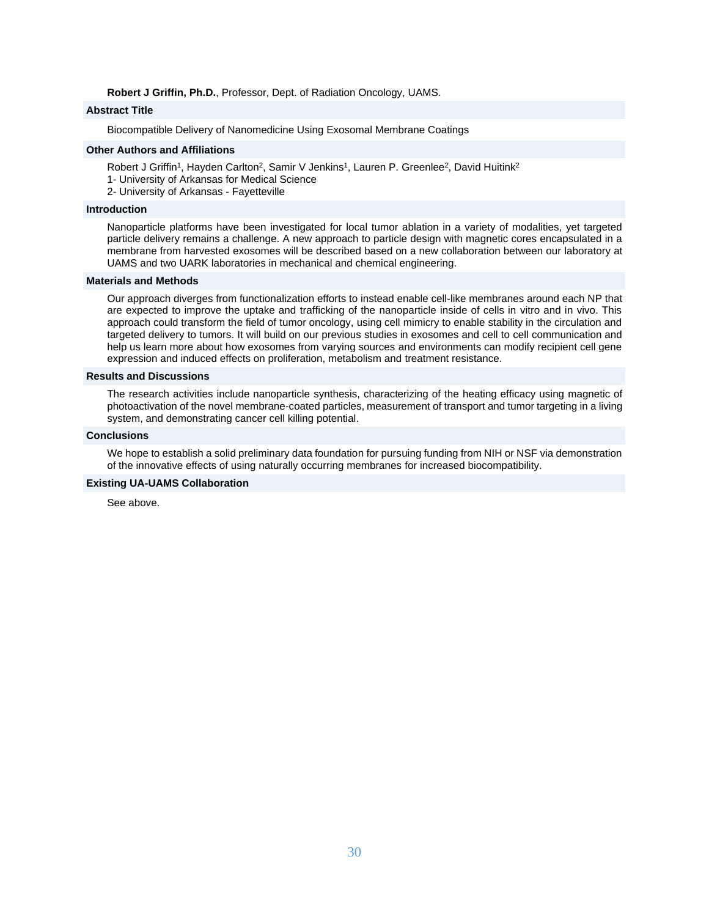**Robert J Griffin, Ph.D.**, Professor, Dept. of Radiation Oncology, UAMS.

### Abstract Title

Biocompatible Delivery of Nanomedicine Using Exosomal Membrane Coatings

### Other Authors and Affiliations

Robert J Griffin[1], Hayden Carlton[2], Samir V Jenkins[1], Lauren P. Greenlee[2], David Huitink[2]

1- University of Arkansas for Medical Science

2- University of Arkansas - Fayetteville

### Introduction

Nanoparticle platforms have been investigated for local tumor ablation in a variety of modalities, yet targeted particle delivery remains a challenge. A new approach to particle design with magnetic cores encapsulated in a membrane from harvested exosomes will be described based on a new collaboration between our laboratory at UAMS and two UARK laboratories in mechanical and chemical engineering.

### Materials and Methods

Our approach diverges from functionalization efforts to instead enable cell-like membranes around each NP that are expected to improve the uptake and trafficking of the nanoparticle inside of cells in vitro and in vivo. This approach could transform the field of tumor oncology, using cell mimicry to enable stability in the circulation and targeted delivery to tumors. It will build on our previous studies in exosomes and cell to cell communication and help us learn more about how exosomes from varying sources and environments can modify recipient cell gene expression and induced effects on proliferation, metabolism and treatment resistance.

### Results and Discussions

The research activities include nanoparticle synthesis, characterizing of the heating efficacy using magnetic of photoactivation of the novel membrane-coated particles, measurement of transport and tumor targeting in a living system, and demonstrating cancer cell killing potential.

### Conclusions

We hope to establish a solid preliminary data foundation for pursuing funding from NIH or NSF via demonstration of the innovative effects of using naturally occurring membranes for increased biocompatibility.

### Existing UA-UAMS Collaboration

See above.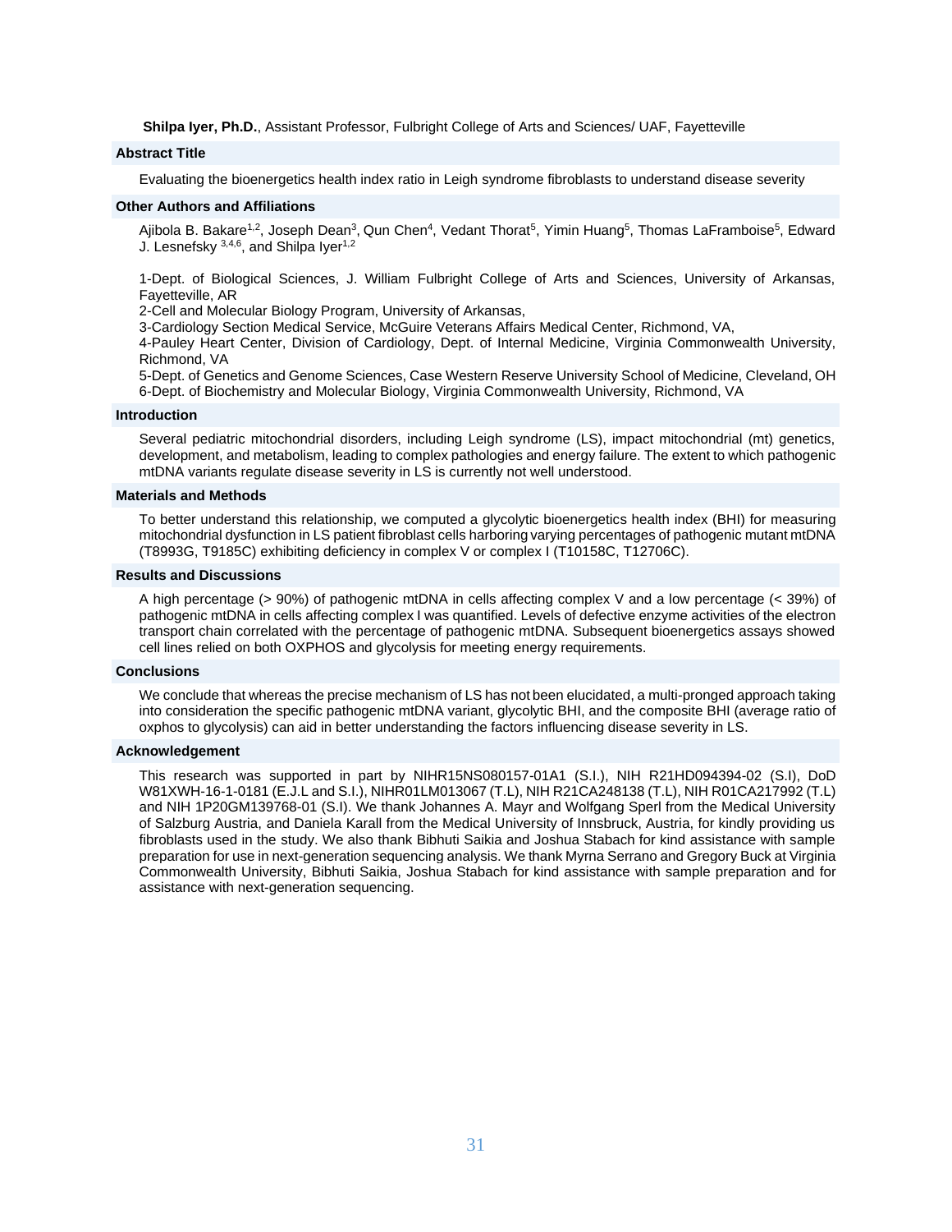**Shilpa Iyer, Ph.D.**, Assistant Professor, Fulbright College of Arts and Sciences/ UAF, Fayetteville

### Abstract Title

Evaluating the bioenergetics health index ratio in Leigh syndrome fibroblasts to understand disease severity

### Other Authors and Affiliations

Ajibola B. Bakare[1,2], Joseph Dean[3], Qun Chen[4], Vedant Thorat[5], Yimin Huang[5], Thomas LaFramboise[5], Edward J. Lesnefsky [3,4,6], and Shilpa Iyer[1,2]

1-Dept. of Biological Sciences, J. William Fulbright College of Arts and Sciences, University of Arkansas, Fayetteville, AR
2-Cell and Molecular Biology Program, University of Arkansas,
3-Cardiology Section Medical Service, McGuire Veterans Affairs Medical Center, Richmond, VA,
4-Pauley Heart Center, Division of Cardiology, Dept. of Internal Medicine, Virginia Commonwealth University, Richmond, VA
5-Dept. of Genetics and Genome Sciences, Case Western Reserve University School of Medicine, Cleveland, OH
6-Dept. of Biochemistry and Molecular Biology, Virginia Commonwealth University, Richmond, VA

### Introduction

Several pediatric mitochondrial disorders, including Leigh syndrome (LS), impact mitochondrial (mt) genetics, development, and metabolism, leading to complex pathologies and energy failure. The extent to which pathogenic mtDNA variants regulate disease severity in LS is currently not well understood.

### Materials and Methods

To better understand this relationship, we computed a glycolytic bioenergetics health index (BHI) for measuring mitochondrial dysfunction in LS patient fibroblast cells harboring varying percentages of pathogenic mutant mtDNA (T8993G, T9185C) exhibiting deficiency in complex V or complex I (T10158C, T12706C).

### Results and Discussions

A high percentage (> 90%) of pathogenic mtDNA in cells affecting complex V and a low percentage (< 39%) of pathogenic mtDNA in cells affecting complex I was quantified. Levels of defective enzyme activities of the electron transport chain correlated with the percentage of pathogenic mtDNA. Subsequent bioenergetics assays showed cell lines relied on both OXPHOS and glycolysis for meeting energy requirements.

### Conclusions

We conclude that whereas the precise mechanism of LS has not been elucidated, a multi-pronged approach taking into consideration the specific pathogenic mtDNA variant, glycolytic BHI, and the composite BHI (average ratio of oxphos to glycolysis) can aid in better understanding the factors influencing disease severity in LS.

### Acknowledgement

This research was supported in part by NIHR15NS080157-01A1 (S.I.), NIH R21HD094394-02 (S.I), DoD W81XWH-16-1-0181 (E.J.L and S.I.), NIHR01LM013067 (T.L), NIH R21CA248138 (T.L), NIH R01CA217992 (T.L) and NIH 1P20GM139768-01 (S.I). We thank Johannes A. Mayr and Wolfgang Sperl from the Medical University of Salzburg Austria, and Daniela Karall from the Medical University of Innsbruck, Austria, for kindly providing us fibroblasts used in the study. We also thank Bibhuti Saikia and Joshua Stabach for kind assistance with sample preparation for use in next-generation sequencing analysis. We thank Myrna Serrano and Gregory Buck at Virginia Commonwealth University, Bibhuti Saikia, Joshua Stabach for kind assistance with sample preparation and for assistance with next-generation sequencing.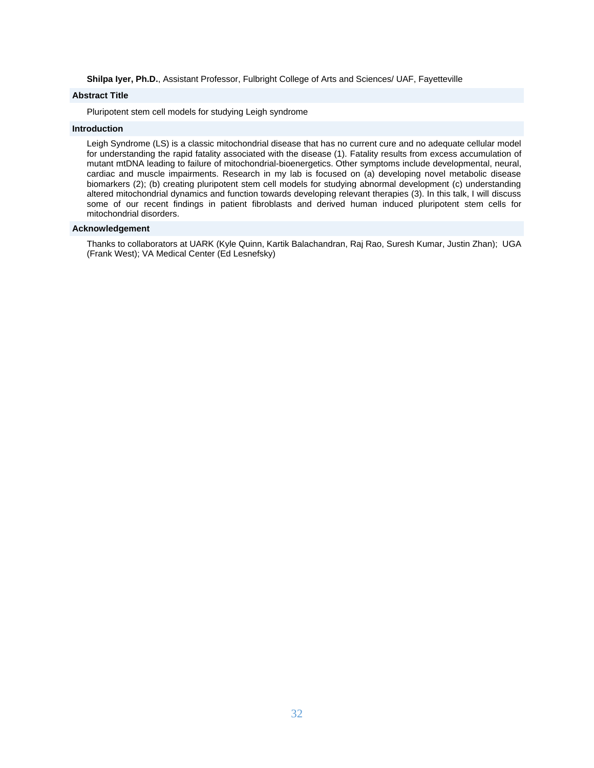**Shilpa Iyer, Ph.D.**, Assistant Professor, Fulbright College of Arts and Sciences/ UAF, Fayetteville

### Abstract Title

Pluripotent stem cell models for studying Leigh syndrome

### Introduction

Leigh Syndrome (LS) is a classic mitochondrial disease that has no current cure and no adequate cellular model for understanding the rapid fatality associated with the disease (1). Fatality results from excess accumulation of mutant mtDNA leading to failure of mitochondrial-bioenergetics. Other symptoms include developmental, neural, cardiac and muscle impairments. Research in my lab is focused on (a) developing novel metabolic disease biomarkers (2); (b) creating pluripotent stem cell models for studying abnormal development (c) understanding altered mitochondrial dynamics and function towards developing relevant therapies (3). In this talk, I will discuss some of our recent findings in patient fibroblasts and derived human induced pluripotent stem cells for mitochondrial disorders.

### Acknowledgement

Thanks to collaborators at UARK (Kyle Quinn, Kartik Balachandran, Raj Rao, Suresh Kumar, Justin Zhan); UGA (Frank West); VA Medical Center (Ed Lesnefsky)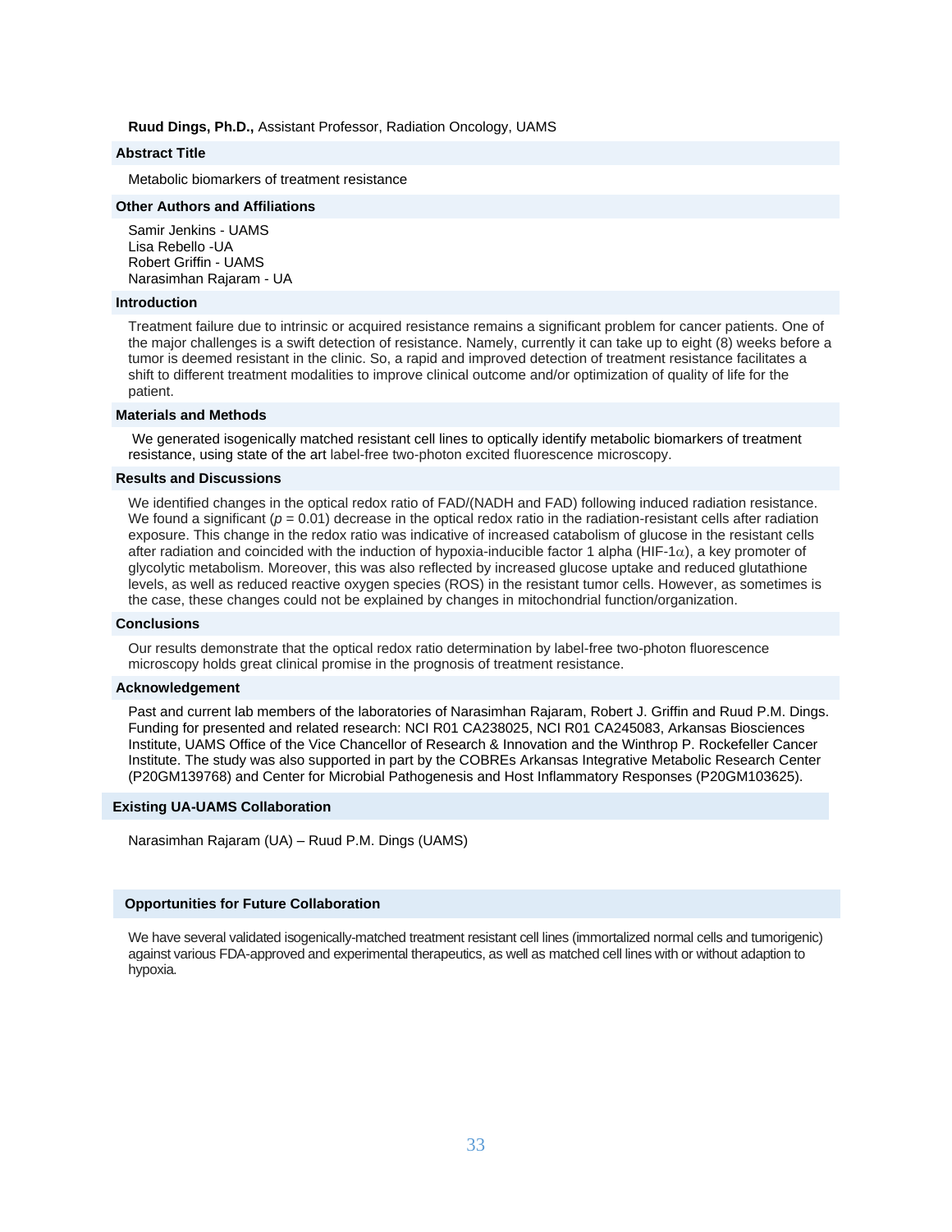**Ruud Dings, Ph.D.,** Assistant Professor, Radiation Oncology, UAMS

### Abstract Title

Metabolic biomarkers of treatment resistance

### Other Authors and Affiliations

Samir Jenkins - UAMS
Lisa Rebello -UA
Robert Griffin - UAMS
Narasimhan Rajaram - UA

### Introduction

Treatment failure due to intrinsic or acquired resistance remains a significant problem for cancer patients. One of the major challenges is a swift detection of resistance. Namely, currently it can take up to eight (8) weeks before a tumor is deemed resistant in the clinic. So, a rapid and improved detection of treatment resistance facilitates a shift to different treatment modalities to improve clinical outcome and/or optimization of quality of life for the patient.

### Materials and Methods

We generated isogenically matched resistant cell lines to optically identify metabolic biomarkers of treatment resistance, using state of the art label-free two-photon excited fluorescence microscopy.

### Results and Discussions

We identified changes in the optical redox ratio of FAD/(NADH and FAD) following induced radiation resistance. We found a significant ($p = 0.01$) decrease in the optical redox ratio in the radiation-resistant cells after radiation exposure. This change in the redox ratio was indicative of increased catabolism of glucose in the resistant cells after radiation and coincided with the induction of hypoxia-inducible factor 1 alpha (HIF-1$\alpha$), a key promoter of glycolytic metabolism. Moreover, this was also reflected by increased glucose uptake and reduced glutathione levels, as well as reduced reactive oxygen species (ROS) in the resistant tumor cells. However, as sometimes is the case, these changes could not be explained by changes in mitochondrial function/organization.

### Conclusions

Our results demonstrate that the optical redox ratio determination by label-free two-photon fluorescence microscopy holds great clinical promise in the prognosis of treatment resistance.

### Acknowledgement

Past and current lab members of the laboratories of Narasimhan Rajaram, Robert J. Griffin and Ruud P.M. Dings. Funding for presented and related research: NCI R01 CA238025, NCI R01 CA245083, Arkansas Biosciences Institute, UAMS Office of the Vice Chancellor of Research & Innovation and the Winthrop P. Rockefeller Cancer Institute. The study was also supported in part by the COBREs Arkansas Integrative Metabolic Research Center (P20GM139768) and Center for Microbial Pathogenesis and Host Inflammatory Responses (P20GM103625).

### Existing UA-UAMS Collaboration

Narasimhan Rajaram (UA) – Ruud P.M. Dings (UAMS)

### Opportunities for Future Collaboration

We have several validated isogenically-matched treatment resistant cell lines (immortalized normal cells and tumorigenic) against various FDA-approved and experimental therapeutics, as well as matched cell lines with or without adaption to hypoxia.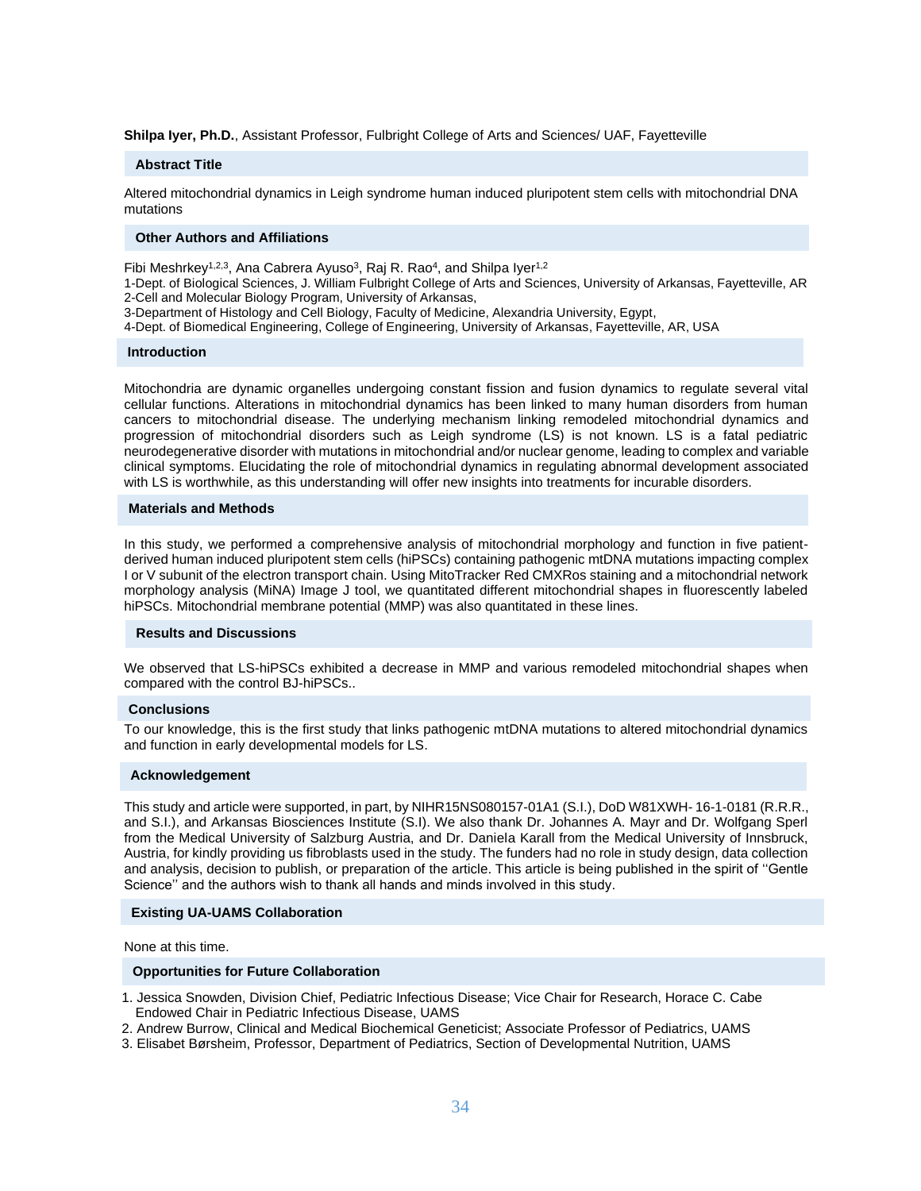**Shilpa Iyer, Ph.D.**, Assistant Professor, Fulbright College of Arts and Sciences/ UAF, Fayetteville

### Abstract Title

Altered mitochondrial dynamics in Leigh syndrome human induced pluripotent stem cells with mitochondrial DNA mutations

### Other Authors and Affiliations

Fibi Meshrkey[1,2,3], Ana Cabrera Ayuso[3], Raj R. Rao[4], and Shilpa Iyer[1,2]

1-Dept. of Biological Sciences, J. William Fulbright College of Arts and Sciences, University of Arkansas, Fayetteville, AR

2-Cell and Molecular Biology Program, University of Arkansas,

3-Department of Histology and Cell Biology, Faculty of Medicine, Alexandria University, Egypt,

4-Dept. of Biomedical Engineering, College of Engineering, University of Arkansas, Fayetteville, AR, USA

### Introduction

Mitochondria are dynamic organelles undergoing constant fission and fusion dynamics to regulate several vital cellular functions. Alterations in mitochondrial dynamics has been linked to many human disorders from human cancers to mitochondrial disease. The underlying mechanism linking remodeled mitochondrial dynamics and progression of mitochondrial disorders such as Leigh syndrome (LS) is not known. LS is a fatal pediatric neurodegenerative disorder with mutations in mitochondrial and/or nuclear genome, leading to complex and variable clinical symptoms. Elucidating the role of mitochondrial dynamics in regulating abnormal development associated with LS is worthwhile, as this understanding will offer new insights into treatments for incurable disorders.

### Materials and Methods

In this study, we performed a comprehensive analysis of mitochondrial morphology and function in five patient-derived human induced pluripotent stem cells (hiPSCs) containing pathogenic mtDNA mutations impacting complex I or V subunit of the electron transport chain. Using MitoTracker Red CMXRos staining and a mitochondrial network morphology analysis (MiNA) Image J tool, we quantitated different mitochondrial shapes in fluorescently labeled hiPSCs. Mitochondrial membrane potential (MMP) was also quantitated in these lines.

### Results and Discussions

We observed that LS-hiPSCs exhibited a decrease in MMP and various remodeled mitochondrial shapes when compared with the control BJ-hiPSCs..

### Conclusions

To our knowledge, this is the first study that links pathogenic mtDNA mutations to altered mitochondrial dynamics and function in early developmental models for LS.

### Acknowledgement

This study and article were supported, in part, by NIHR15NS080157-01A1 (S.I.), DoD W81XWH- 16-1-0181 (R.R.R., and S.I.), and Arkansas Biosciences Institute (S.I). We also thank Dr. Johannes A. Mayr and Dr. Wolfgang Sperl from the Medical University of Salzburg Austria, and Dr. Daniela Karall from the Medical University of Innsbruck, Austria, for kindly providing us fibroblasts used in the study. The funders had no role in study design, data collection and analysis, decision to publish, or preparation of the article. This article is being published in the spirit of ''Gentle Science'' and the authors wish to thank all hands and minds involved in this study.

### Existing UA-UAMS Collaboration

None at this time.

### Opportunities for Future Collaboration

1. Jessica Snowden, Division Chief, Pediatric Infectious Disease; Vice Chair for Research, Horace C. Cabe Endowed Chair in Pediatric Infectious Disease, UAMS
2. Andrew Burrow, Clinical and Medical Biochemical Geneticist; Associate Professor of Pediatrics, UAMS
3. Elisabet Børsheim, Professor, Department of Pediatrics, Section of Developmental Nutrition, UAMS